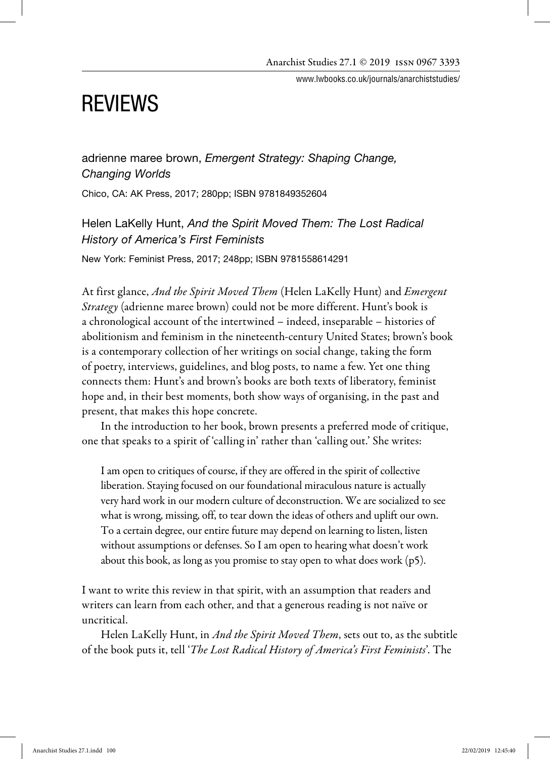# REVIEWS

adrienne maree brown, *Emergent Strategy: Shaping Change, Changing Worlds*

Chico, CA: AK Press, 2017; 280pp; ISBN 9781849352604

Helen LaKelly Hunt, *And the Spirit Moved Them: The Lost Radical History of America's First Feminists*

New York: Feminist Press, 2017; 248pp; ISBN 9781558614291

At first glance, *And the Spirit Moved Them* (Helen LaKelly Hunt) and *Emergent Strategy* (adrienne maree brown) could not be more different. Hunt's book is a chronological account of the intertwined – indeed, inseparable – histories of abolitionism and feminism in the nineteenth-century United States; brown's book is a contemporary collection of her writings on social change, taking the form of poetry, interviews, guidelines, and blog posts, to name a few. Yet one thing connects them: Hunt's and brown's books are both texts of liberatory, feminist hope and, in their best moments, both show ways of organising, in the past and present, that makes this hope concrete.

In the introduction to her book, brown presents a preferred mode of critique, one that speaks to a spirit of 'calling in' rather than 'calling out.' She writes:

> I am open to critiques of course, if they are offered in the spirit of collective liberation. Staying focused on our foundational miraculous nature is actually very hard work in our modern culture of deconstruction. We are socialized to see what is wrong, missing, off, to tear down the ideas of others and uplift our own. To a certain degree, our entire future may depend on learning to listen, listen without assumptions or defenses. So I am open to hearing what doesn't work about this book, as long as you promise to stay open to what does work (p5).

I want to write this review in that spirit, with an assumption that readers and writers can learn from each other, and that a generous reading is not naïve or uncritical.

Helen LaKelly Hunt, in *And the Spirit Moved Them*, sets out to, as the subtitle of the book puts it, tell '*The Lost Radical History of America's First Feminists*'. The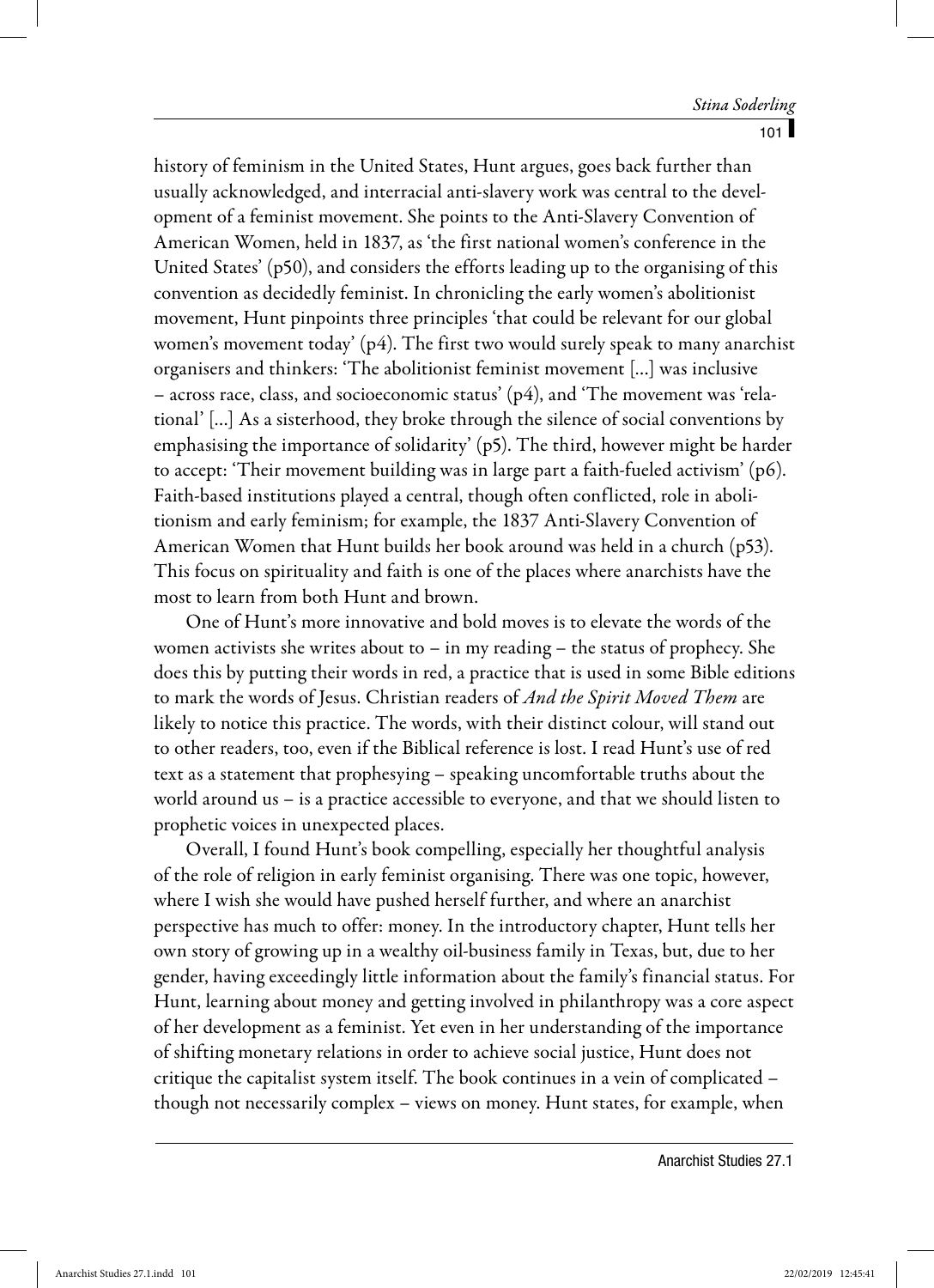history of feminism in the United States, Hunt argues, goes back further than usually acknowledged, and interracial anti-slavery work was central to the development of a feminist movement. She points to the Anti-Slavery Convention of American Women, held in 1837, as 'the first national women's conference in the United States' (p50), and considers the efforts leading up to the organising of this convention as decidedly feminist. In chronicling the early women's abolitionist movement, Hunt pinpoints three principles 'that could be relevant for our global women's movement today' (p4). The first two would surely speak to many anarchist organisers and thinkers: 'The abolitionist feminist movement [...] was inclusive – across race, class, and socioeconomic status' (p4), and 'The movement was 'relational' [...] As a sisterhood, they broke through the silence of social conventions by emphasising the importance of solidarity' (p5). The third, however might be harder to accept: 'Their movement building was in large part a faith-fueled activism' (p6). Faith-based institutions played a central, though often conflicted, role in abolitionism and early feminism; for example, the 1837 Anti-Slavery Convention of American Women that Hunt builds her book around was held in a church (p53). This focus on spirituality and faith is one of the places where anarchists have the most to learn from both Hunt and brown.

One of Hunt's more innovative and bold moves is to elevate the words of the women activists she writes about to – in my reading – the status of prophecy. She does this by putting their words in red, a practice that is used in some Bible editions to mark the words of Jesus. Christian readers of *And the Spirit Moved Them* are likely to notice this practice. The words, with their distinct colour, will stand out to other readers, too, even if the Biblical reference is lost. I read Hunt's use of red text as a statement that prophesying – speaking uncomfortable truths about the world around us – is a practice accessible to everyone, and that we should listen to prophetic voices in unexpected places.

Overall, I found Hunt's book compelling, especially her thoughtful analysis of the role of religion in early feminist organising. There was one topic, however, where I wish she would have pushed herself further, and where an anarchist perspective has much to offer: money. In the introductory chapter, Hunt tells her own story of growing up in a wealthy oil-business family in Texas, but, due to her gender, having exceedingly little information about the family's financial status. For Hunt, learning about money and getting involved in philanthropy was a core aspect of her development as a feminist. Yet even in her understanding of the importance of shifting monetary relations in order to achieve social justice, Hunt does not critique the capitalist system itself. The book continues in a vein of complicated – though not necessarily complex – views on money. Hunt states, for example, when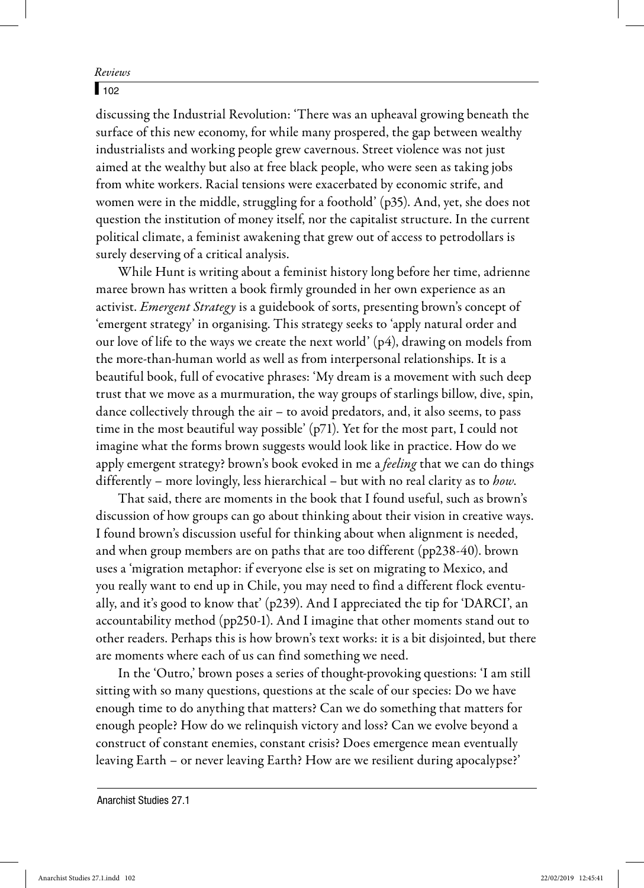discussing the Industrial Revolution: 'There was an upheaval growing beneath the surface of this new economy, for while many prospered, the gap between wealthy industrialists and working people grew cavernous. Street violence was not just aimed at the wealthy but also at free black people, who were seen as taking jobs from white workers. Racial tensions were exacerbated by economic strife, and women were in the middle, struggling for a foothold' (p35). And, yet, she does not question the institution of money itself, nor the capitalist structure. In the current political climate, a feminist awakening that grew out of access to petrodollars is surely deserving of a critical analysis.

While Hunt is writing about a feminist history long before her time, adrienne maree brown has written a book firmly grounded in her own experience as an activist. *Emergent Strategy* is a guidebook of sorts, presenting brown's concept of 'emergent strategy' in organising. This strategy seeks to 'apply natural order and our love of life to the ways we create the next world' (p4), drawing on models from the more-than-human world as well as from interpersonal relationships. It is a beautiful book, full of evocative phrases: 'My dream is a movement with such deep trust that we move as a murmuration, the way groups of starlings billow, dive, spin, dance collectively through the air – to avoid predators, and, it also seems, to pass time in the most beautiful way possible' (p71). Yet for the most part, I could not imagine what the forms brown suggests would look like in practice. How do we apply emergent strategy? brown's book evoked in me a *feeling* that we can do things differently – more lovingly, less hierarchical – but with no real clarity as to *how*.

That said, there are moments in the book that I found useful, such as brown's discussion of how groups can go about thinking about their vision in creative ways. I found brown's discussion useful for thinking about when alignment is needed, and when group members are on paths that are too different (pp238-40). brown uses a 'migration metaphor: if everyone else is set on migrating to Mexico, and you really want to end up in Chile, you may need to find a different flock eventually, and it's good to know that' (p239). And I appreciated the tip for 'DARCI', an accountability method (pp250-1). And I imagine that other moments stand out to other readers. Perhaps this is how brown's text works: it is a bit disjointed, but there are moments where each of us can find something we need.

In the 'Outro,' brown poses a series of thought-provoking questions: 'I am still sitting with so many questions, questions at the scale of our species: Do we have enough time to do anything that matters? Can we do something that matters for enough people? How do we relinquish victory and loss? Can we evolve beyond a construct of constant enemies, constant crisis? Does emergence mean eventually leaving Earth – or never leaving Earth? How are we resilient during apocalypse?'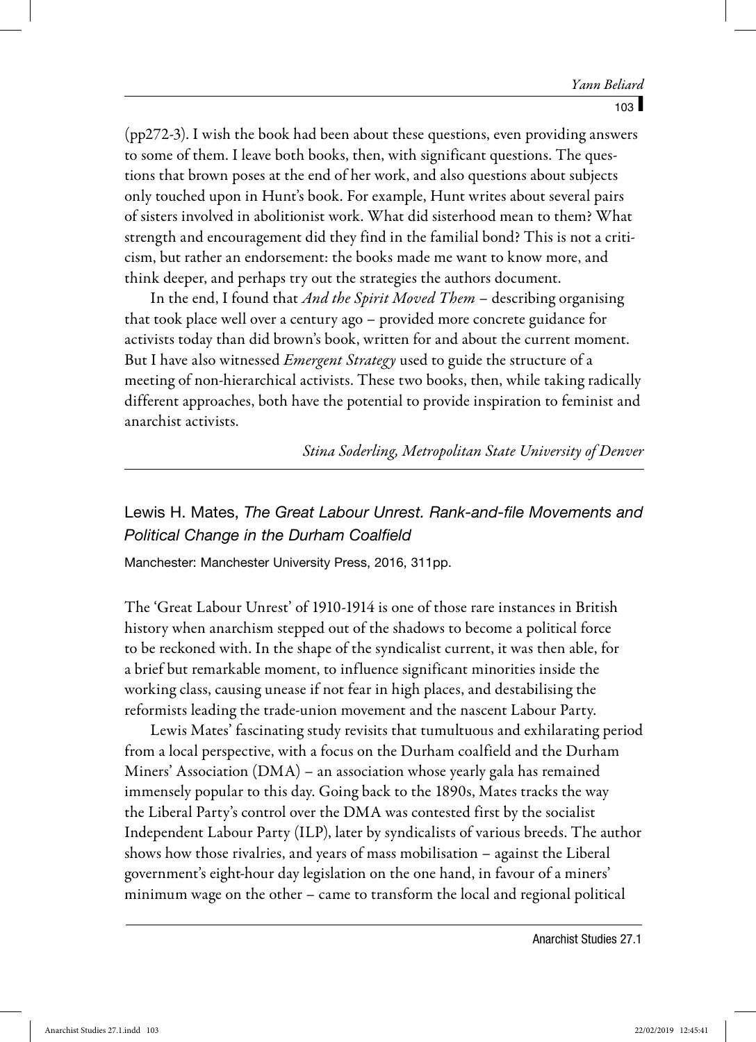(pp272-3). I wish the book had been about these questions, even providing answers to some of them. I leave both books, then, with significant questions. The questions that brown poses at the end of her work, and also questions about subjects only touched upon in Hunt's book. For example, Hunt writes about several pairs of sisters involved in abolitionist work. What did sisterhood mean to them? What strength and encouragement did they find in the familial bond? This is not a criticism, but rather an endorsement: the books made me want to know more, and think deeper, and perhaps try out the strategies the authors document.

In the end, I found that *And the Spirit Moved Them* – describing organising that took place well over a century ago – provided more concrete guidance for activists today than did brown's book, written for and about the current moment. But I have also witnessed *Emergent Strategy* used to guide the structure of a meeting of non-hierarchical activists. These two books, then, while taking radically different approaches, both have the potential to provide inspiration to feminist and anarchist activists.

*Stina Soderling, Metropolitan State University of Denver*

---

## Lewis H. Mates, *The Great Labour Unrest. Rank-and-file Movements and Political Change in the Durham Coalfield*

Manchester: Manchester University Press, 2016, 311pp.

The 'Great Labour Unrest' of 1910-1914 is one of those rare instances in British history when anarchism stepped out of the shadows to become a political force to be reckoned with. In the shape of the syndicalist current, it was then able, for a brief but remarkable moment, to influence significant minorities inside the working class, causing unease if not fear in high places, and destabilising the reformists leading the trade-union movement and the nascent Labour Party.

Lewis Mates' fascinating study revisits that tumultuous and exhilarating period from a local perspective, with a focus on the Durham coalfield and the Durham Miners' Association (DMA) – an association whose yearly gala has remained immensely popular to this day. Going back to the 1890s, Mates tracks the way the Liberal Party's control over the DMA was contested first by the socialist Independent Labour Party (ILP), later by syndicalists of various breeds. The author shows how those rivalries, and years of mass mobilisation – against the Liberal government's eight-hour day legislation on the one hand, in favour of a miners' minimum wage on the other – came to transform the local and regional political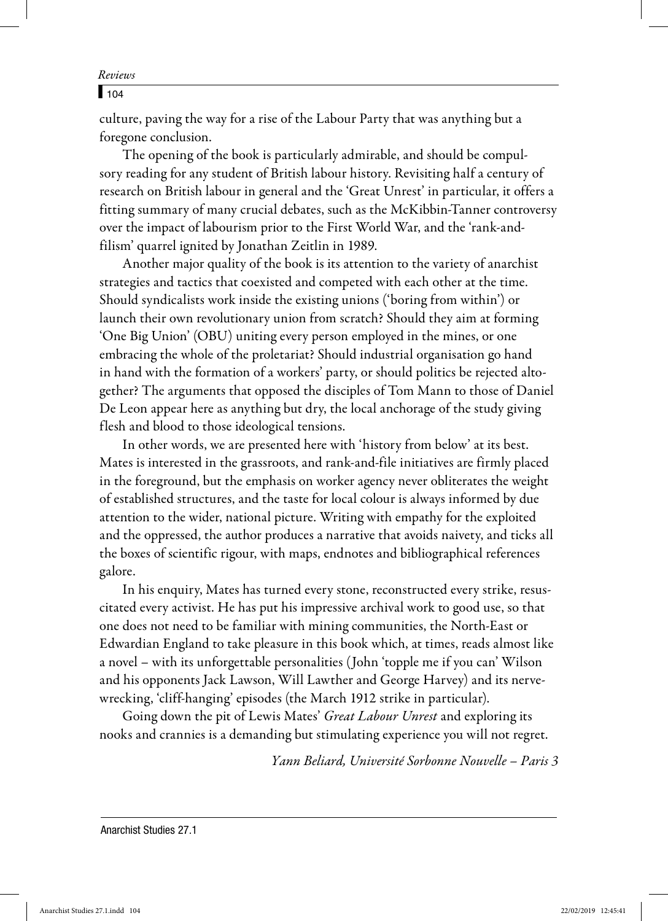culture, paving the way for a rise of the Labour Party that was anything but a foregone conclusion.

The opening of the book is particularly admirable, and should be compulsory reading for any student of British labour history. Revisiting half a century of research on British labour in general and the 'Great Unrest' in particular, it offers a fitting summary of many crucial debates, such as the McKibbin-Tanner controversy over the impact of labourism prior to the First World War, and the 'rank-and-filism' quarrel ignited by Jonathan Zeitlin in 1989.

Another major quality of the book is its attention to the variety of anarchist strategies and tactics that coexisted and competed with each other at the time. Should syndicalists work inside the existing unions ('boring from within') or launch their own revolutionary union from scratch? Should they aim at forming 'One Big Union' (OBU) uniting every person employed in the mines, or one embracing the whole of the proletariat? Should industrial organisation go hand in hand with the formation of a workers' party, or should politics be rejected altogether? The arguments that opposed the disciples of Tom Mann to those of Daniel De Leon appear here as anything but dry, the local anchorage of the study giving flesh and blood to those ideological tensions.

In other words, we are presented here with 'history from below' at its best. Mates is interested in the grassroots, and rank-and-file initiatives are firmly placed in the foreground, but the emphasis on worker agency never obliterates the weight of established structures, and the taste for local colour is always informed by due attention to the wider, national picture. Writing with empathy for the exploited and the oppressed, the author produces a narrative that avoids naivety, and ticks all the boxes of scientific rigour, with maps, endnotes and bibliographical references galore.

In his enquiry, Mates has turned every stone, reconstructed every strike, resuscitated every activist. He has put his impressive archival work to good use, so that one does not need to be familiar with mining communities, the North-East or Edwardian England to take pleasure in this book which, at times, reads almost like a novel – with its unforgettable personalities (John 'topple me if you can' Wilson and his opponents Jack Lawson, Will Lawther and George Harvey) and its nerve-wrecking, 'cliff-hanging' episodes (the March 1912 strike in particular).

Going down the pit of Lewis Mates' *Great Labour Unrest* and exploring its nooks and crannies is a demanding but stimulating experience you will not regret.

*Yann Beliard, Université Sorbonne Nouvelle – Paris 3*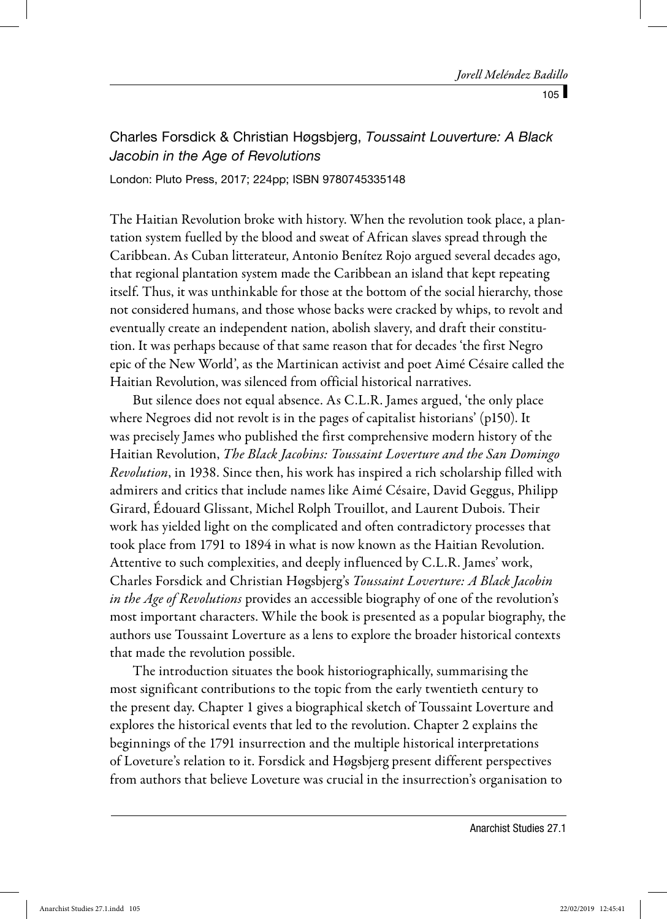## Charles Forsdick & Christian Høgsbjerg, *Toussaint Louverture: A Black Jacobin in the Age of Revolutions*

London: Pluto Press, 2017; 224pp; ISBN 9780745335148

The Haitian Revolution broke with history. When the revolution took place, a plantation system fuelled by the blood and sweat of African slaves spread through the Caribbean. As Cuban litterateur, Antonio Benítez Rojo argued several decades ago, that regional plantation system made the Caribbean an island that kept repeating itself. Thus, it was unthinkable for those at the bottom of the social hierarchy, those not considered humans, and those whose backs were cracked by whips, to revolt and eventually create an independent nation, abolish slavery, and draft their constitution. It was perhaps because of that same reason that for decades 'the first Negro epic of the New World', as the Martinican activist and poet Aimé Césaire called the Haitian Revolution, was silenced from official historical narratives.

But silence does not equal absence. As C.L.R. James argued, 'the only place where Negroes did not revolt is in the pages of capitalist historians' (p150). It was precisely James who published the first comprehensive modern history of the Haitian Revolution, *The Black Jacobins: Toussaint Loverture and the San Domingo Revolution*, in 1938. Since then, his work has inspired a rich scholarship filled with admirers and critics that include names like Aimé Césaire, David Geggus, Philipp Girard, Édouard Glissant, Michel Rolph Trouillot, and Laurent Dubois. Their work has yielded light on the complicated and often contradictory processes that took place from 1791 to 1894 in what is now known as the Haitian Revolution. Attentive to such complexities, and deeply influenced by C.L.R. James' work, Charles Forsdick and Christian Høgsbjerg's *Toussaint Loverture: A Black Jacobin in the Age of Revolutions* provides an accessible biography of one of the revolution's most important characters. While the book is presented as a popular biography, the authors use Toussaint Loverture as a lens to explore the broader historical contexts that made the revolution possible.

The introduction situates the book historiographically, summarising the most significant contributions to the topic from the early twentieth century to the present day. Chapter 1 gives a biographical sketch of Toussaint Loverture and explores the historical events that led to the revolution. Chapter 2 explains the beginnings of the 1791 insurrection and the multiple historical interpretations of Loveture's relation to it. Forsdick and Høgsbjerg present different perspectives from authors that believe Loveture was crucial in the insurrection's organisation to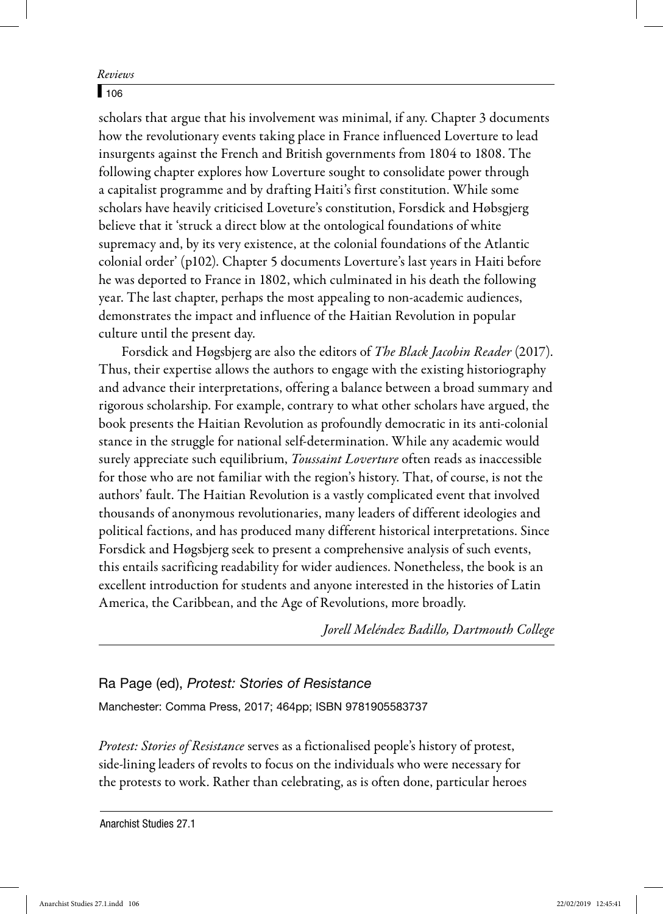scholars that argue that his involvement was minimal, if any. Chapter 3 documents how the revolutionary events taking place in France influenced Loverture to lead insurgents against the French and British governments from 1804 to 1808. The following chapter explores how Loverture sought to consolidate power through a capitalist programme and by drafting Haiti's first constitution. While some scholars have heavily criticised Loveture's constitution, Forsdick and Høbsgjerg believe that it 'struck a direct blow at the ontological foundations of white supremacy and, by its very existence, at the colonial foundations of the Atlantic colonial order' (p102). Chapter 5 documents Loverture's last years in Haiti before he was deported to France in 1802, which culminated in his death the following year. The last chapter, perhaps the most appealing to non-academic audiences, demonstrates the impact and influence of the Haitian Revolution in popular culture until the present day.

Forsdick and Høgsbjerg are also the editors of *The Black Jacobin Reader* (2017). Thus, their expertise allows the authors to engage with the existing historiography and advance their interpretations, offering a balance between a broad summary and rigorous scholarship. For example, contrary to what other scholars have argued, the book presents the Haitian Revolution as profoundly democratic in its anti-colonial stance in the struggle for national self-determination. While any academic would surely appreciate such equilibrium, *Toussaint Loverture* often reads as inaccessible for those who are not familiar with the region's history. That, of course, is not the authors' fault. The Haitian Revolution is a vastly complicated event that involved thousands of anonymous revolutionaries, many leaders of different ideologies and political factions, and has produced many different historical interpretations. Since Forsdick and Høgsbjerg seek to present a comprehensive analysis of such events, this entails sacrificing readability for wider audiences. Nonetheless, the book is an excellent introduction for students and anyone interested in the histories of Latin America, the Caribbean, and the Age of Revolutions, more broadly.

*Jorell Meléndez Badillo, Dartmouth College*

## Ra Page (ed), *Protest: Stories of Resistance*

Manchester: Comma Press, 2017; 464pp; ISBN 9781905583737

*Protest: Stories of Resistance* serves as a fictionalised people's history of protest, side-lining leaders of revolts to focus on the individuals who were necessary for the protests to work. Rather than celebrating, as is often done, particular heroes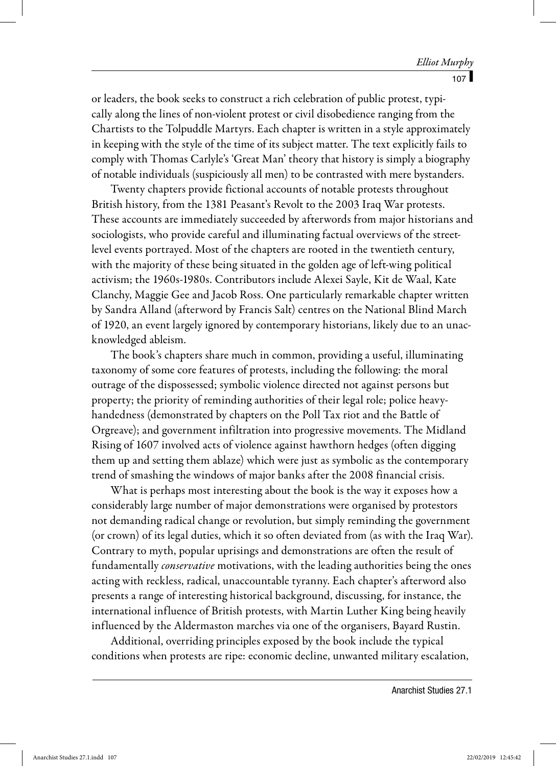or leaders, the book seeks to construct a rich celebration of public protest, typically along the lines of non-violent protest or civil disobedience ranging from the Chartists to the Tolpuddle Martyrs. Each chapter is written in a style approximately in keeping with the style of the time of its subject matter. The text explicitly fails to comply with Thomas Carlyle's 'Great Man' theory that history is simply a biography of notable individuals (suspiciously all men) to be contrasted with mere bystanders.

Twenty chapters provide fictional accounts of notable protests throughout British history, from the 1381 Peasant's Revolt to the 2003 Iraq War protests. These accounts are immediately succeeded by afterwords from major historians and sociologists, who provide careful and illuminating factual overviews of the street-level events portrayed. Most of the chapters are rooted in the twentieth century, with the majority of these being situated in the golden age of left-wing political activism; the 1960s-1980s. Contributors include Alexei Sayle, Kit de Waal, Kate Clanchy, Maggie Gee and Jacob Ross. One particularly remarkable chapter written by Sandra Alland (afterword by Francis Salt) centres on the National Blind March of 1920, an event largely ignored by contemporary historians, likely due to an unacknowledged ableism.

The book's chapters share much in common, providing a useful, illuminating taxonomy of some core features of protests, including the following: the moral outrage of the dispossessed; symbolic violence directed not against persons but property; the priority of reminding authorities of their legal role; police heavy-handedness (demonstrated by chapters on the Poll Tax riot and the Battle of Orgreave); and government infiltration into progressive movements. The Midland Rising of 1607 involved acts of violence against hawthorn hedges (often digging them up and setting them ablaze) which were just as symbolic as the contemporary trend of smashing the windows of major banks after the 2008 financial crisis.

What is perhaps most interesting about the book is the way it exposes how a considerably large number of major demonstrations were organised by protestors not demanding radical change or revolution, but simply reminding the government (or crown) of its legal duties, which it so often deviated from (as with the Iraq War). Contrary to myth, popular uprisings and demonstrations are often the result of fundamentally *conservative* motivations, with the leading authorities being the ones acting with reckless, radical, unaccountable tyranny. Each chapter's afterword also presents a range of interesting historical background, discussing, for instance, the international influence of British protests, with Martin Luther King being heavily influenced by the Aldermaston marches via one of the organisers, Bayard Rustin.

Additional, overriding principles exposed by the book include the typical conditions when protests are ripe: economic decline, unwanted military escalation,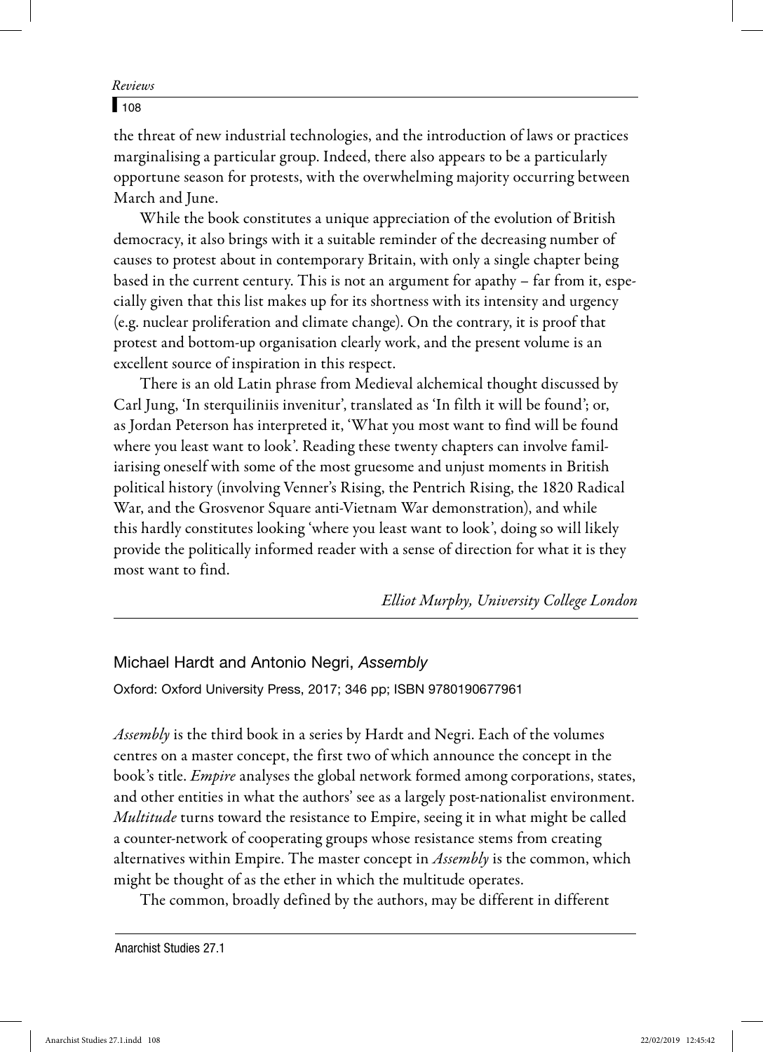the threat of new industrial technologies, and the introduction of laws or practices marginalising a particular group. Indeed, there also appears to be a particularly opportune season for protests, with the overwhelming majority occurring between March and June.

While the book constitutes a unique appreciation of the evolution of British democracy, it also brings with it a suitable reminder of the decreasing number of causes to protest about in contemporary Britain, with only a single chapter being based in the current century. This is not an argument for apathy – far from it, especially given that this list makes up for its shortness with its intensity and urgency (e.g. nuclear proliferation and climate change). On the contrary, it is proof that protest and bottom-up organisation clearly work, and the present volume is an excellent source of inspiration in this respect.

There is an old Latin phrase from Medieval alchemical thought discussed by Carl Jung, 'In sterquiliniis invenitur', translated as 'In filth it will be found'; or, as Jordan Peterson has interpreted it, 'What you most want to find will be found where you least want to look'. Reading these twenty chapters can involve familiarising oneself with some of the most gruesome and unjust moments in British political history (involving Venner's Rising, the Pentrich Rising, the 1820 Radical War, and the Grosvenor Square anti-Vietnam War demonstration), and while this hardly constitutes looking 'where you least want to look', doing so will likely provide the politically informed reader with a sense of direction for what it is they most want to find.

*Elliot Murphy, University College London*

## Michael Hardt and Antonio Negri, *Assembly*

Oxford: Oxford University Press, 2017; 346 pp; ISBN 9780190677961

*Assembly* is the third book in a series by Hardt and Negri. Each of the volumes centres on a master concept, the first two of which announce the concept in the book's title. *Empire* analyses the global network formed among corporations, states, and other entities in what the authors' see as a largely post-nationalist environment. *Multitude* turns toward the resistance to Empire, seeing it in what might be called a counter-network of cooperating groups whose resistance stems from creating alternatives within Empire. The master concept in *Assembly* is the common, which might be thought of as the ether in which the multitude operates.

The common, broadly defined by the authors, may be different in different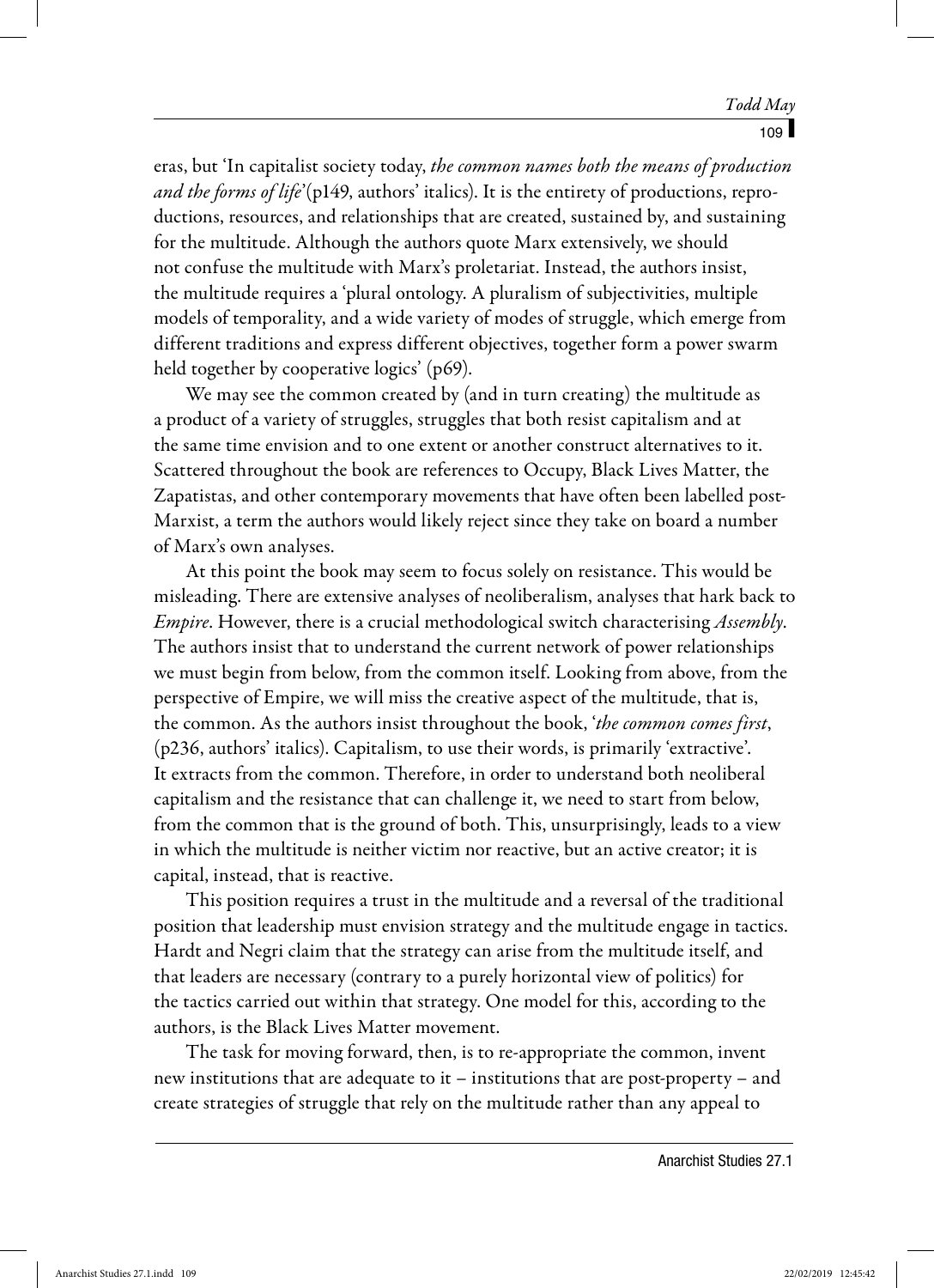eras, but 'In capitalist society today, *the common names both the means of production and the forms of life*' (p149, authors' italics). It is the entirety of productions, reproductions, resources, and relationships that are created, sustained by, and sustaining for the multitude. Although the authors quote Marx extensively, we should not confuse the multitude with Marx's proletariat. Instead, the authors insist, the multitude requires a 'plural ontology. A pluralism of subjectivities, multiple models of temporality, and a wide variety of modes of struggle, which emerge from different traditions and express different objectives, together form a power swarm held together by cooperative logics' (p69).

We may see the common created by (and in turn creating) the multitude as a product of a variety of struggles, struggles that both resist capitalism and at the same time envision and to one extent or another construct alternatives to it. Scattered throughout the book are references to Occupy, Black Lives Matter, the Zapatistas, and other contemporary movements that have often been labelled post-Marxist, a term the authors would likely reject since they take on board a number of Marx's own analyses.

At this point the book may seem to focus solely on resistance. This would be misleading. There are extensive analyses of neoliberalism, analyses that hark back to *Empire*. However, there is a crucial methodological switch characterising *Assembly*. The authors insist that to understand the current network of power relationships we must begin from below, from the common itself. Looking from above, from the perspective of Empire, we will miss the creative aspect of the multitude, that is, the common. As the authors insist throughout the book, '*the common comes first*, (p236, authors' italics). Capitalism, to use their words, is primarily 'extractive'. It extracts from the common. Therefore, in order to understand both neoliberal capitalism and the resistance that can challenge it, we need to start from below, from the common that is the ground of both. This, unsurprisingly, leads to a view in which the multitude is neither victim nor reactive, but an active creator; it is capital, instead, that is reactive.

This position requires a trust in the multitude and a reversal of the traditional position that leadership must envision strategy and the multitude engage in tactics. Hardt and Negri claim that the strategy can arise from the multitude itself, and that leaders are necessary (contrary to a purely horizontal view of politics) for the tactics carried out within that strategy. One model for this, according to the authors, is the Black Lives Matter movement.

The task for moving forward, then, is to re-appropriate the common, invent new institutions that are adequate to it – institutions that are post-property – and create strategies of struggle that rely on the multitude rather than any appeal to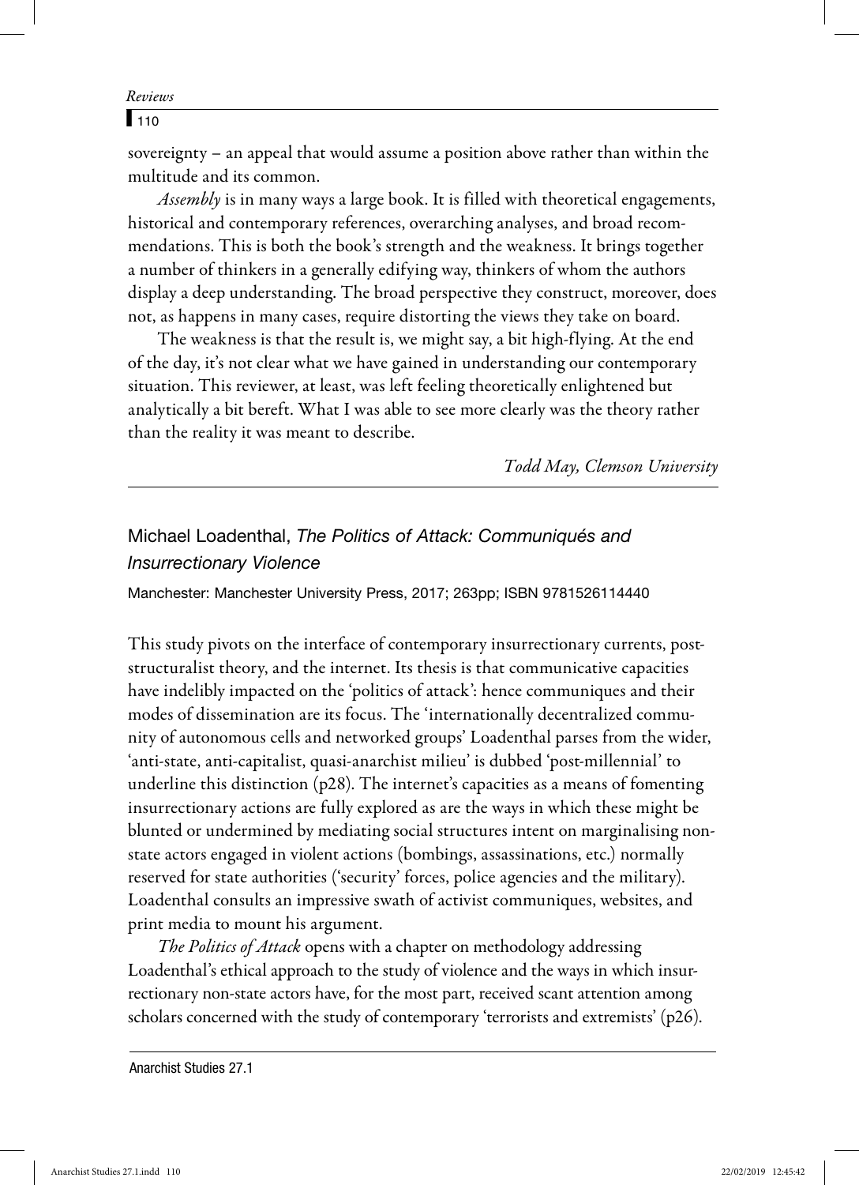sovereignty – an appeal that would assume a position above rather than within the multitude and its common.

*Assembly* is in many ways a large book. It is filled with theoretical engagements, historical and contemporary references, overarching analyses, and broad recommendations. This is both the book's strength and the weakness. It brings together a number of thinkers in a generally edifying way, thinkers of whom the authors display a deep understanding. The broad perspective they construct, moreover, does not, as happens in many cases, require distorting the views they take on board.

The weakness is that the result is, we might say, a bit high-flying. At the end of the day, it's not clear what we have gained in understanding our contemporary situation. This reviewer, at least, was left feeling theoretically enlightened but analytically a bit bereft. What I was able to see more clearly was the theory rather than the reality it was meant to describe.

*Todd May, Clemson University*

---

## Michael Loadenthal, *The Politics of Attack: Communiqués and Insurrectionary Violence*

Manchester: Manchester University Press, 2017; 263pp; ISBN 9781526114440

This study pivots on the interface of contemporary insurrectionary currents, post-structuralist theory, and the internet. Its thesis is that communicative capacities have indelibly impacted on the 'politics of attack': hence communiques and their modes of dissemination are its focus. The 'internationally decentralized community of autonomous cells and networked groups' Loadenthal parses from the wider, 'anti-state, anti-capitalist, quasi-anarchist milieu' is dubbed 'post-millennial' to underline this distinction (p28). The internet's capacities as a means of fomenting insurrectionary actions are fully explored as are the ways in which these might be blunted or undermined by mediating social structures intent on marginalising non-state actors engaged in violent actions (bombings, assassinations, etc.) normally reserved for state authorities ('security' forces, police agencies and the military). Loadenthal consults an impressive swath of activist communiques, websites, and print media to mount his argument.

*The Politics of Attack* opens with a chapter on methodology addressing Loadenthal's ethical approach to the study of violence and the ways in which insurrectionary non-state actors have, for the most part, received scant attention among scholars concerned with the study of contemporary 'terrorists and extremists' (p26).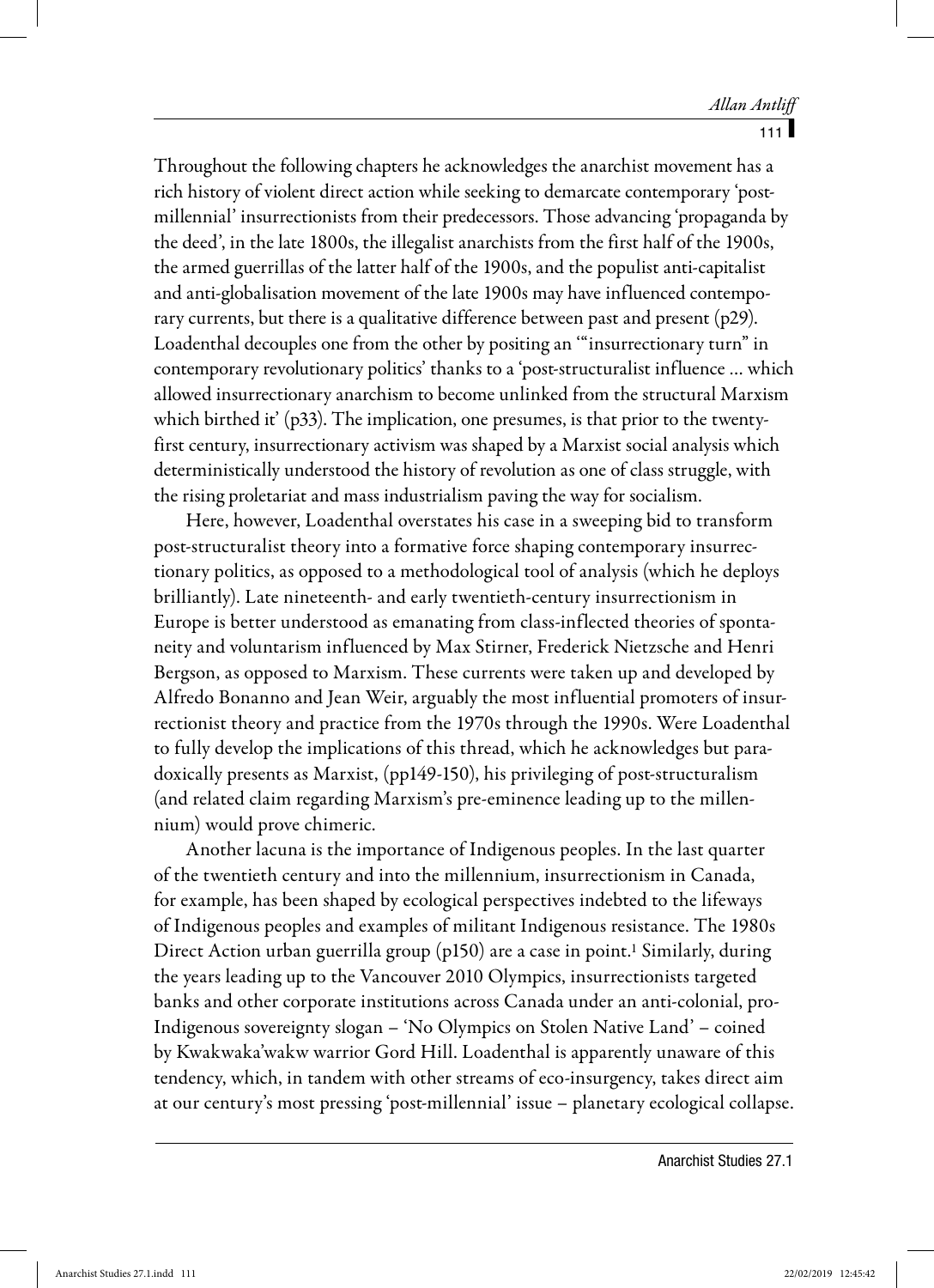Throughout the following chapters he acknowledges the anarchist movement has a rich history of violent direct action while seeking to demarcate contemporary 'post-millennial' insurrectionists from their predecessors. Those advancing 'propaganda by the deed', in the late 1800s, the illegalist anarchists from the first half of the 1900s, the armed guerrillas of the latter half of the 1900s, and the populist anti-capitalist and anti-globalisation movement of the late 1900s may have influenced contemporary currents, but there is a qualitative difference between past and present (p29). Loadenthal decouples one from the other by positing an '"insurrectionary turn" in contemporary revolutionary politics' thanks to a 'post-structuralist influence … which allowed insurrectionary anarchism to become unlinked from the structural Marxism which birthed it' (p33). The implication, one presumes, is that prior to the twenty-first century, insurrectionary activism was shaped by a Marxist social analysis which deterministically understood the history of revolution as one of class struggle, with the rising proletariat and mass industrialism paving the way for socialism.

Here, however, Loadenthal overstates his case in a sweeping bid to transform post-structuralist theory into a formative force shaping contemporary insurrectionary politics, as opposed to a methodological tool of analysis (which he deploys brilliantly). Late nineteenth- and early twentieth-century insurrectionism in Europe is better understood as emanating from class-inflected theories of spontaneity and voluntarism influenced by Max Stirner, Frederick Nietzsche and Henri Bergson, as opposed to Marxism. These currents were taken up and developed by Alfredo Bonanno and Jean Weir, arguably the most influential promoters of insurrectionist theory and practice from the 1970s through the 1990s. Were Loadenthal to fully develop the implications of this thread, which he acknowledges but paradoxically presents as Marxist, (pp149-150), his privileging of post-structuralism (and related claim regarding Marxism's pre-eminence leading up to the millennium) would prove chimeric.

Another lacuna is the importance of Indigenous peoples. In the last quarter of the twentieth century and into the millennium, insurrectionism in Canada, for example, has been shaped by ecological perspectives indebted to the lifeways of Indigenous peoples and examples of militant Indigenous resistance. The 1980s Direct Action urban guerrilla group (p150) are a case in point.[1] Similarly, during the years leading up to the Vancouver 2010 Olympics, insurrectionists targeted banks and other corporate institutions across Canada under an anti-colonial, pro-Indigenous sovereignty slogan – 'No Olympics on Stolen Native Land' – coined by Kwakwaka'wakw warrior Gord Hill. Loadenthal is apparently unaware of this tendency, which, in tandem with other streams of eco-insurgency, takes direct aim at our century's most pressing 'post-millennial' issue – planetary ecological collapse.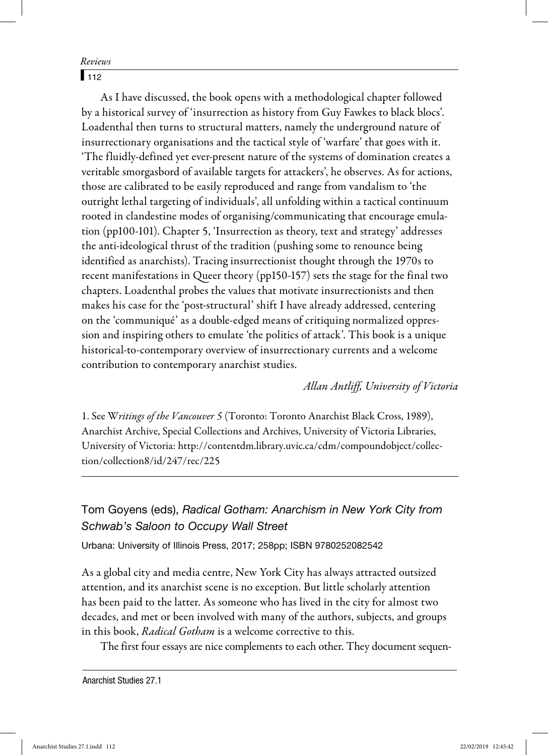As I have discussed, the book opens with a methodological chapter followed by a historical survey of 'insurrection as history from Guy Fawkes to black blocs'. Loadenthal then turns to structural matters, namely the underground nature of insurrectionary organisations and the tactical style of 'warfare' that goes with it. 'The fluidly-defined yet ever-present nature of the systems of domination creates a veritable smorgasbord of available targets for attackers', he observes. As for actions, those are calibrated to be easily reproduced and range from vandalism to 'the outright lethal targeting of individuals', all unfolding within a tactical continuum rooted in clandestine modes of organising/communicating that encourage emulation (pp100-101). Chapter 5, 'Insurrection as theory, text and strategy' addresses the anti-ideological thrust of the tradition (pushing some to renounce being identified as anarchists). Tracing insurrectionist thought through the 1970s to recent manifestations in Queer theory (pp150-157) sets the stage for the final two chapters. Loadenthal probes the values that motivate insurrectionists and then makes his case for the 'post-structural' shift I have already addressed, centering on the 'communiqué' as a double-edged means of critiquing normalized oppression and inspiring others to emulate 'the politics of attack'. This book is a unique historical-to-contemporary overview of insurrectionary currents and a welcome contribution to contemporary anarchist studies.

*Allan Antliff, University of Victoria*

1. See W*ritings of the Vancouver 5* (Toronto: Toronto Anarchist Black Cross, 1989), Anarchist Archive, Special Collections and Archives, University of Victoria Libraries, University of Victoria: http://contentdm.library.uvic.ca/cdm/compoundobject/collection/collection8/id/247/rec/225

---

## Tom Goyens (eds), *Radical Gotham: Anarchism in New York City from Schwab's Saloon to Occupy Wall Street*

Urbana: University of Illinois Press, 2017; 258pp; ISBN 9780252082542

As a global city and media centre, New York City has always attracted outsized attention, and its anarchist scene is no exception. But little scholarly attention has been paid to the latter. As someone who has lived in the city for almost two decades, and met or been involved with many of the authors, subjects, and groups in this book, *Radical Gotham* is a welcome corrective to this.

The first four essays are nice complements to each other. They document sequen-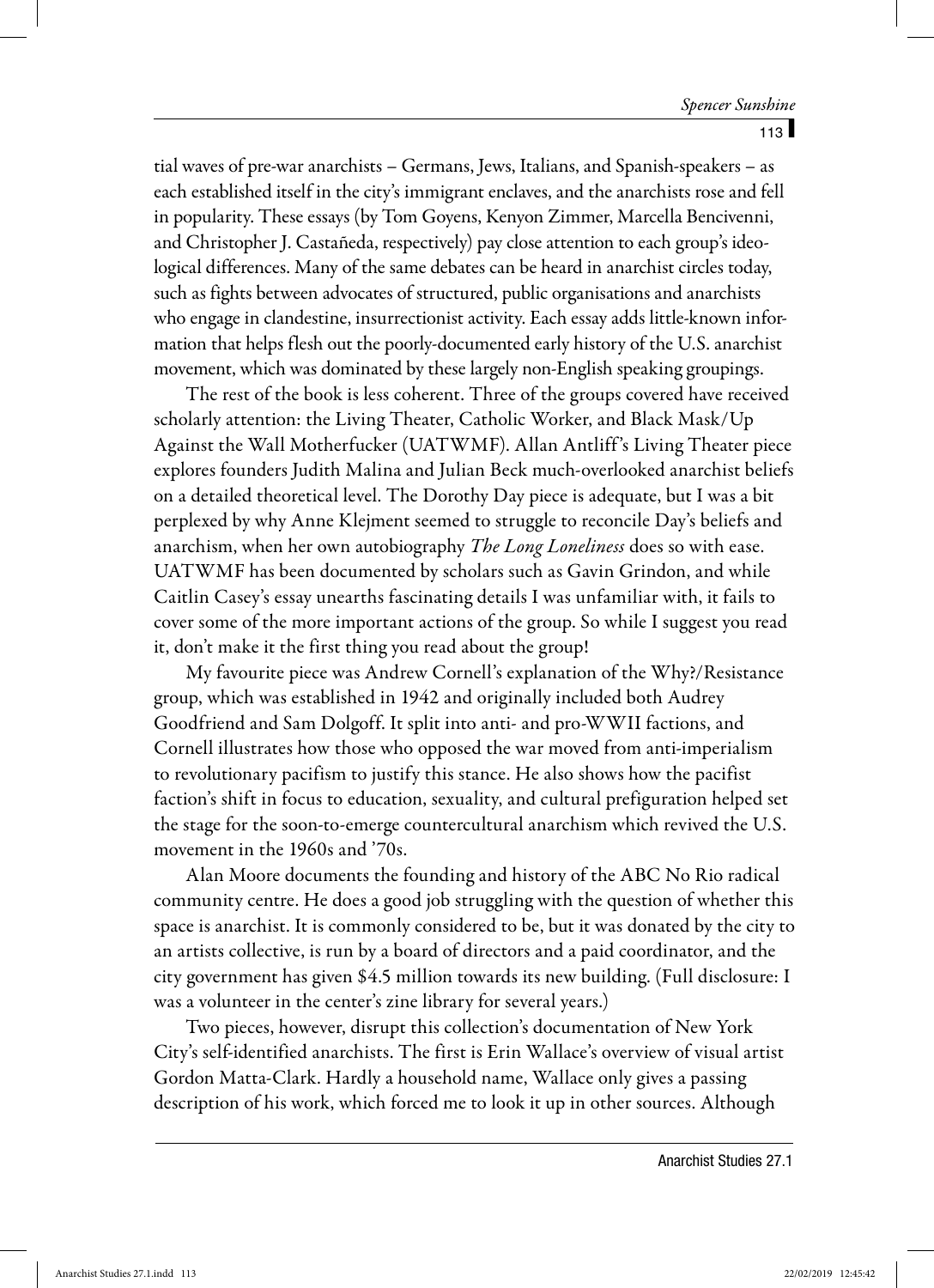tial waves of pre-war anarchists – Germans, Jews, Italians, and Spanish-speakers – as each established itself in the city's immigrant enclaves, and the anarchists rose and fell in popularity. These essays (by Tom Goyens, Kenyon Zimmer, Marcella Bencivenni, and Christopher J. Castañeda, respectively) pay close attention to each group's ideological differences. Many of the same debates can be heard in anarchist circles today, such as fights between advocates of structured, public organisations and anarchists who engage in clandestine, insurrectionist activity. Each essay adds little-known information that helps flesh out the poorly-documented early history of the U.S. anarchist movement, which was dominated by these largely non-English speaking groupings.

The rest of the book is less coherent. Three of the groups covered have received scholarly attention: the Living Theater, Catholic Worker, and Black Mask/Up Against the Wall Motherfucker (UATWMF). Allan Antliff's Living Theater piece explores founders Judith Malina and Julian Beck much-overlooked anarchist beliefs on a detailed theoretical level. The Dorothy Day piece is adequate, but I was a bit perplexed by why Anne Klejment seemed to struggle to reconcile Day's beliefs and anarchism, when her own autobiography *The Long Loneliness* does so with ease. UATWMF has been documented by scholars such as Gavin Grindon, and while Caitlin Casey's essay unearths fascinating details I was unfamiliar with, it fails to cover some of the more important actions of the group. So while I suggest you read it, don't make it the first thing you read about the group!

My favourite piece was Andrew Cornell's explanation of the Why?/Resistance group, which was established in 1942 and originally included both Audrey Goodfriend and Sam Dolgoff. It split into anti- and pro-WWII factions, and Cornell illustrates how those who opposed the war moved from anti-imperialism to revolutionary pacifism to justify this stance. He also shows how the pacifist faction's shift in focus to education, sexuality, and cultural prefiguration helped set the stage for the soon-to-emerge countercultural anarchism which revived the U.S. movement in the 1960s and '70s.

Alan Moore documents the founding and history of the ABC No Rio radical community centre. He does a good job struggling with the question of whether this space is anarchist. It is commonly considered to be, but it was donated by the city to an artists collective, is run by a board of directors and a paid coordinator, and the city government has given $4.5 million towards its new building. (Full disclosure: I was a volunteer in the center's zine library for several years.)

Two pieces, however, disrupt this collection's documentation of New York City's self-identified anarchists. The first is Erin Wallace's overview of visual artist Gordon Matta-Clark. Hardly a household name, Wallace only gives a passing description of his work, which forced me to look it up in other sources. Although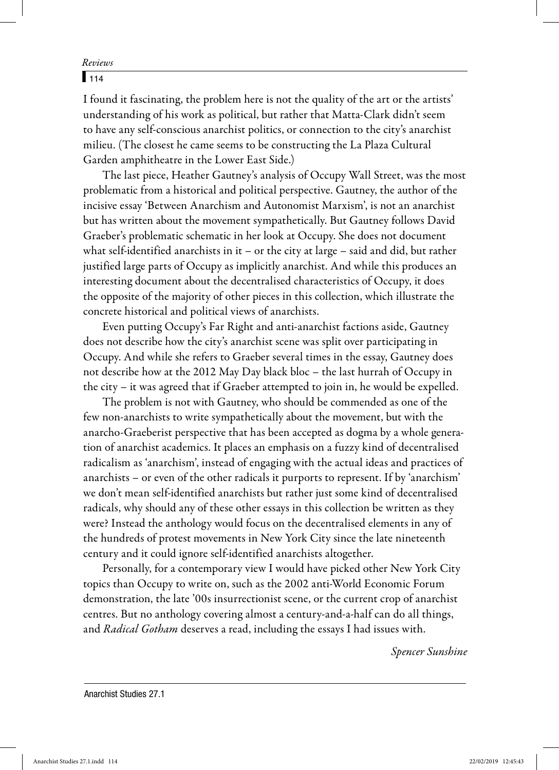I found it fascinating, the problem here is not the quality of the art or the artists' understanding of his work as political, but rather that Matta-Clark didn't seem to have any self-conscious anarchist politics, or connection to the city's anarchist milieu. (The closest he came seems to be constructing the La Plaza Cultural Garden amphitheatre in the Lower East Side.)

The last piece, Heather Gautney's analysis of Occupy Wall Street, was the most problematic from a historical and political perspective. Gautney, the author of the incisive essay 'Between Anarchism and Autonomist Marxism', is not an anarchist but has written about the movement sympathetically. But Gautney follows David Graeber's problematic schematic in her look at Occupy. She does not document what self-identified anarchists in it – or the city at large – said and did, but rather justified large parts of Occupy as implicitly anarchist. And while this produces an interesting document about the decentralised characteristics of Occupy, it does the opposite of the majority of other pieces in this collection, which illustrate the concrete historical and political views of anarchists.

Even putting Occupy's Far Right and anti-anarchist factions aside, Gautney does not describe how the city's anarchist scene was split over participating in Occupy. And while she refers to Graeber several times in the essay, Gautney does not describe how at the 2012 May Day black bloc – the last hurrah of Occupy in the city – it was agreed that if Graeber attempted to join in, he would be expelled.

The problem is not with Gautney, who should be commended as one of the few non-anarchists to write sympathetically about the movement, but with the anarcho-Graeberist perspective that has been accepted as dogma by a whole generation of anarchist academics. It places an emphasis on a fuzzy kind of decentralised radicalism as 'anarchism', instead of engaging with the actual ideas and practices of anarchists – or even of the other radicals it purports to represent. If by 'anarchism' we don't mean self-identified anarchists but rather just some kind of decentralised radicals, why should any of these other essays in this collection be written as they were? Instead the anthology would focus on the decentralised elements in any of the hundreds of protest movements in New York City since the late nineteenth century and it could ignore self-identified anarchists altogether.

Personally, for a contemporary view I would have picked other New York City topics than Occupy to write on, such as the 2002 anti-World Economic Forum demonstration, the late '00s insurrectionist scene, or the current crop of anarchist centres. But no anthology covering almost a century-and-a-half can do all things, and *Radical Gotham* deserves a read, including the essays I had issues with.

*Spencer Sunshine*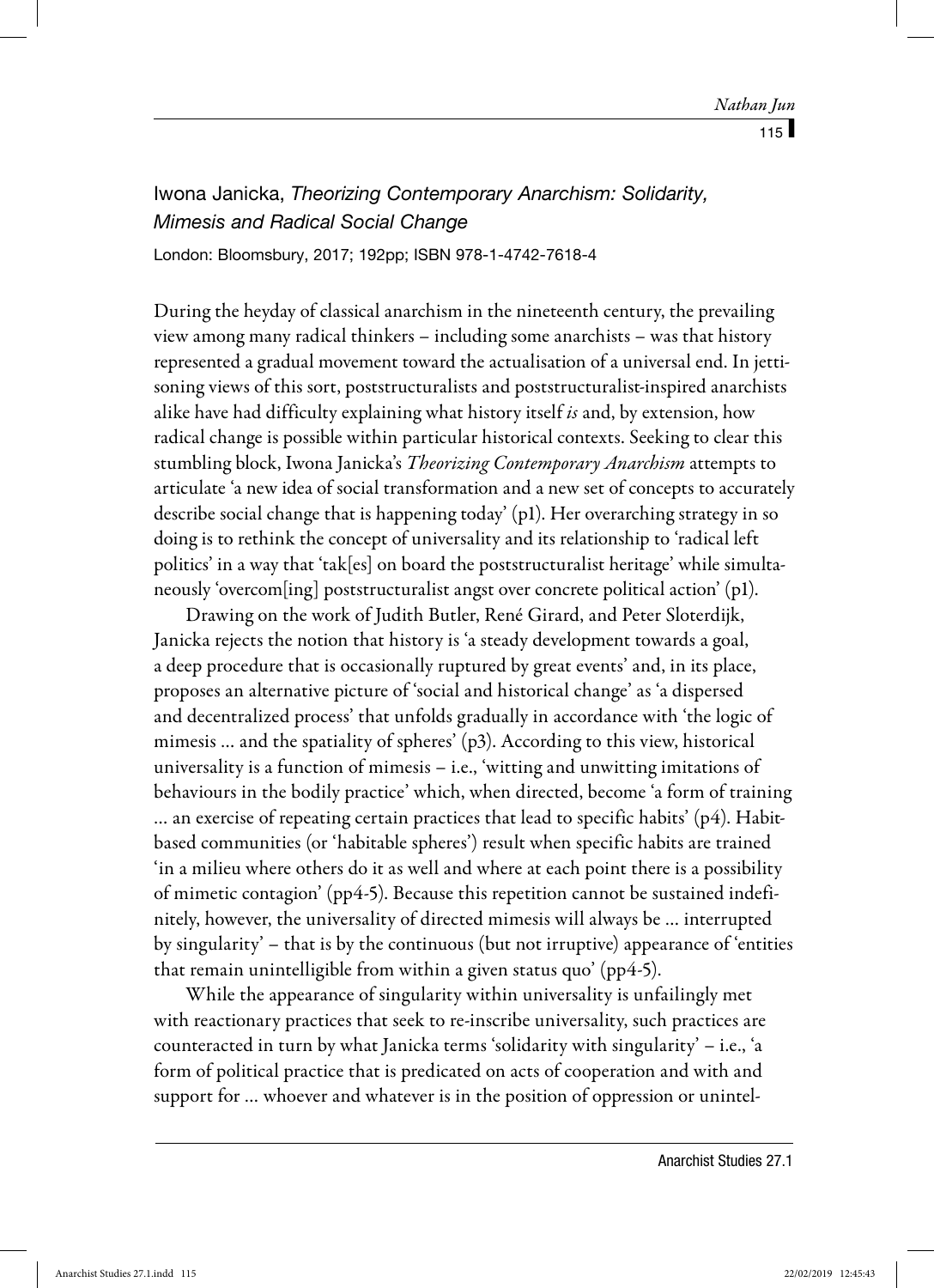## Iwona Janicka, *Theorizing Contemporary Anarchism: Solidarity, Mimesis and Radical Social Change*

London: Bloomsbury, 2017; 192pp; ISBN 978-1-4742-7618-4

During the heyday of classical anarchism in the nineteenth century, the prevailing view among many radical thinkers – including some anarchists – was that history represented a gradual movement toward the actualisation of a universal end. In jettisoning views of this sort, poststructuralists and poststructuralist-inspired anarchists alike have had difficulty explaining what history itself *is* and, by extension, how radical change is possible within particular historical contexts. Seeking to clear this stumbling block, Iwona Janicka's *Theorizing Contemporary Anarchism* attempts to articulate 'a new idea of social transformation and a new set of concepts to accurately describe social change that is happening today' (p1). Her overarching strategy in so doing is to rethink the concept of universality and its relationship to 'radical left politics' in a way that 'tak[es] on board the poststructuralist heritage' while simultaneously 'overcom[ing] poststructuralist angst over concrete political action' (p1).

Drawing on the work of Judith Butler, René Girard, and Peter Sloterdijk, Janicka rejects the notion that history is 'a steady development towards a goal, a deep procedure that is occasionally ruptured by great events' and, in its place, proposes an alternative picture of 'social and historical change' as 'a dispersed and decentralized process' that unfolds gradually in accordance with 'the logic of mimesis ... and the spatiality of spheres' (p3). According to this view, historical universality is a function of mimesis – i.e., 'witting and unwitting imitations of behaviours in the bodily practice' which, when directed, become 'a form of training ... an exercise of repeating certain practices that lead to specific habits' (p4). Habit-based communities (or 'habitable spheres') result when specific habits are trained 'in a milieu where others do it as well and where at each point there is a possibility of mimetic contagion' (pp4-5). Because this repetition cannot be sustained indefinitely, however, the universality of directed mimesis will always be ... interrupted by singularity' – that is by the continuous (but not irruptive) appearance of 'entities that remain unintelligible from within a given status quo' (pp4-5).

While the appearance of singularity within universality is unfailingly met with reactionary practices that seek to re-inscribe universality, such practices are counteracted in turn by what Janicka terms 'solidarity with singularity' – i.e., 'a form of political practice that is predicated on acts of cooperation and with and support for ... whoever and whatever is in the position of oppression or unintel-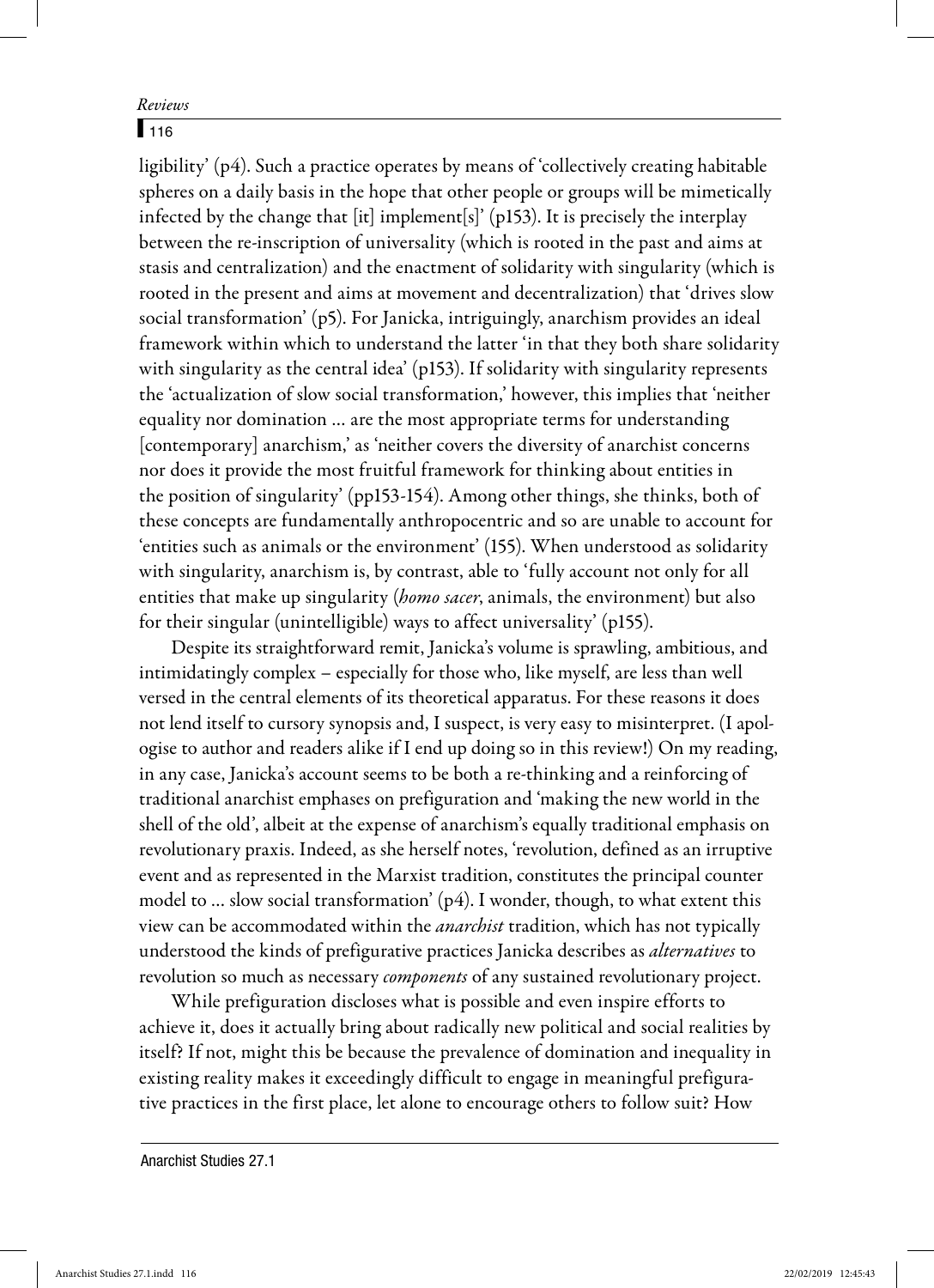ligibility' (p4). Such a practice operates by means of 'collectively creating habitable spheres on a daily basis in the hope that other people or groups will be mimetically infected by the change that [it] implement[s]' (p153). It is precisely the interplay between the re-inscription of universality (which is rooted in the past and aims at stasis and centralization) and the enactment of solidarity with singularity (which is rooted in the present and aims at movement and decentralization) that 'drives slow social transformation' (p5). For Janicka, intriguingly, anarchism provides an ideal framework within which to understand the latter 'in that they both share solidarity with singularity as the central idea' (p153). If solidarity with singularity represents the 'actualization of slow social transformation,' however, this implies that 'neither equality nor domination … are the most appropriate terms for understanding [contemporary] anarchism,' as 'neither covers the diversity of anarchist concerns nor does it provide the most fruitful framework for thinking about entities in the position of singularity' (pp153-154). Among other things, she thinks, both of these concepts are fundamentally anthropocentric and so are unable to account for 'entities such as animals or the environment' (155). When understood as solidarity with singularity, anarchism is, by contrast, able to 'fully account not only for all entities that make up singularity (*homo sacer*, animals, the environment) but also for their singular (unintelligible) ways to affect universality' (p155).

Despite its straightforward remit, Janicka's volume is sprawling, ambitious, and intimidatingly complex – especially for those who, like myself, are less than well versed in the central elements of its theoretical apparatus. For these reasons it does not lend itself to cursory synopsis and, I suspect, is very easy to misinterpret. (I apologise to author and readers alike if I end up doing so in this review!) On my reading, in any case, Janicka's account seems to be both a re-thinking and a reinforcing of traditional anarchist emphases on prefiguration and 'making the new world in the shell of the old', albeit at the expense of anarchism's equally traditional emphasis on revolutionary praxis. Indeed, as she herself notes, 'revolution, defined as an irruptive event and as represented in the Marxist tradition, constitutes the principal counter model to … slow social transformation' (p4). I wonder, though, to what extent this view can be accommodated within the *anarchist* tradition, which has not typically understood the kinds of prefigurative practices Janicka describes as *alternatives* to revolution so much as necessary *components* of any sustained revolutionary project.

While prefiguration discloses what is possible and even inspire efforts to achieve it, does it actually bring about radically new political and social realities by itself? If not, might this be because the prevalence of domination and inequality in existing reality makes it exceedingly difficult to engage in meaningful prefigurative practices in the first place, let alone to encourage others to follow suit? How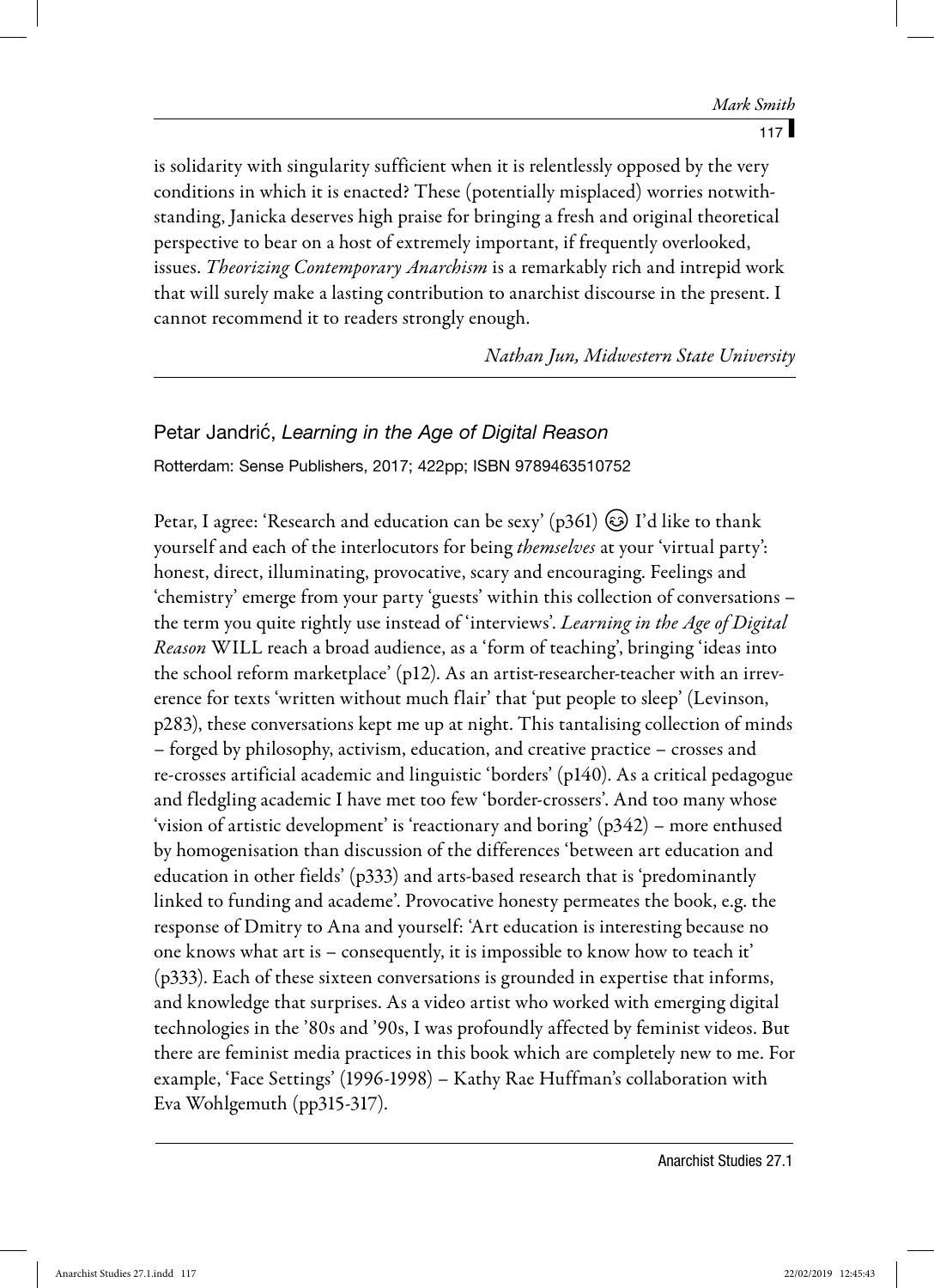is solidarity with singularity sufficient when it is relentlessly opposed by the very conditions in which it is enacted? These (potentially misplaced) worries notwithstanding, Janicka deserves high praise for bringing a fresh and original theoretical perspective to bear on a host of extremely important, if frequently overlooked, issues. *Theorizing Contemporary Anarchism* is a remarkably rich and intrepid work that will surely make a lasting contribution to anarchist discourse in the present. I cannot recommend it to readers strongly enough.

*Nathan Jun, Midwestern State University*

---

### Petar Jandrić, *Learning in the Age of Digital Reason*

Rotterdam: Sense Publishers, 2017; 422pp; ISBN 9789463510752

Petar, I agree: 'Research and education can be sexy' (p361) 😉 I'd like to thank yourself and each of the interlocutors for being *themselves* at your 'virtual party': honest, direct, illuminating, provocative, scary and encouraging. Feelings and 'chemistry' emerge from your party 'guests' within this collection of conversations – the term you quite rightly use instead of 'interviews'. *Learning in the Age of Digital Reason* WILL reach a broad audience, as a 'form of teaching', bringing 'ideas into the school reform marketplace' (p12). As an artist-researcher-teacher with an irreverence for texts 'written without much flair' that 'put people to sleep' (Levinson, p283), these conversations kept me up at night. This tantalising collection of minds – forged by philosophy, activism, education, and creative practice – crosses and re-crosses artificial academic and linguistic 'borders' (p140). As a critical pedagogue and fledgling academic I have met too few 'border-crossers'. And too many whose 'vision of artistic development' is 'reactionary and boring' (p342) – more enthused by homogenisation than discussion of the differences 'between art education and education in other fields' (p333) and arts-based research that is 'predominantly linked to funding and academe'. Provocative honesty permeates the book, e.g. the response of Dmitry to Ana and yourself: 'Art education is interesting because no one knows what art is – consequently, it is impossible to know how to teach it' (p333). Each of these sixteen conversations is grounded in expertise that informs, and knowledge that surprises. As a video artist who worked with emerging digital technologies in the '80s and '90s, I was profoundly affected by feminist videos. But there are feminist media practices in this book which are completely new to me. For example, 'Face Settings' (1996-1998) – Kathy Rae Huffman's collaboration with Eva Wohlgemuth (pp315-317).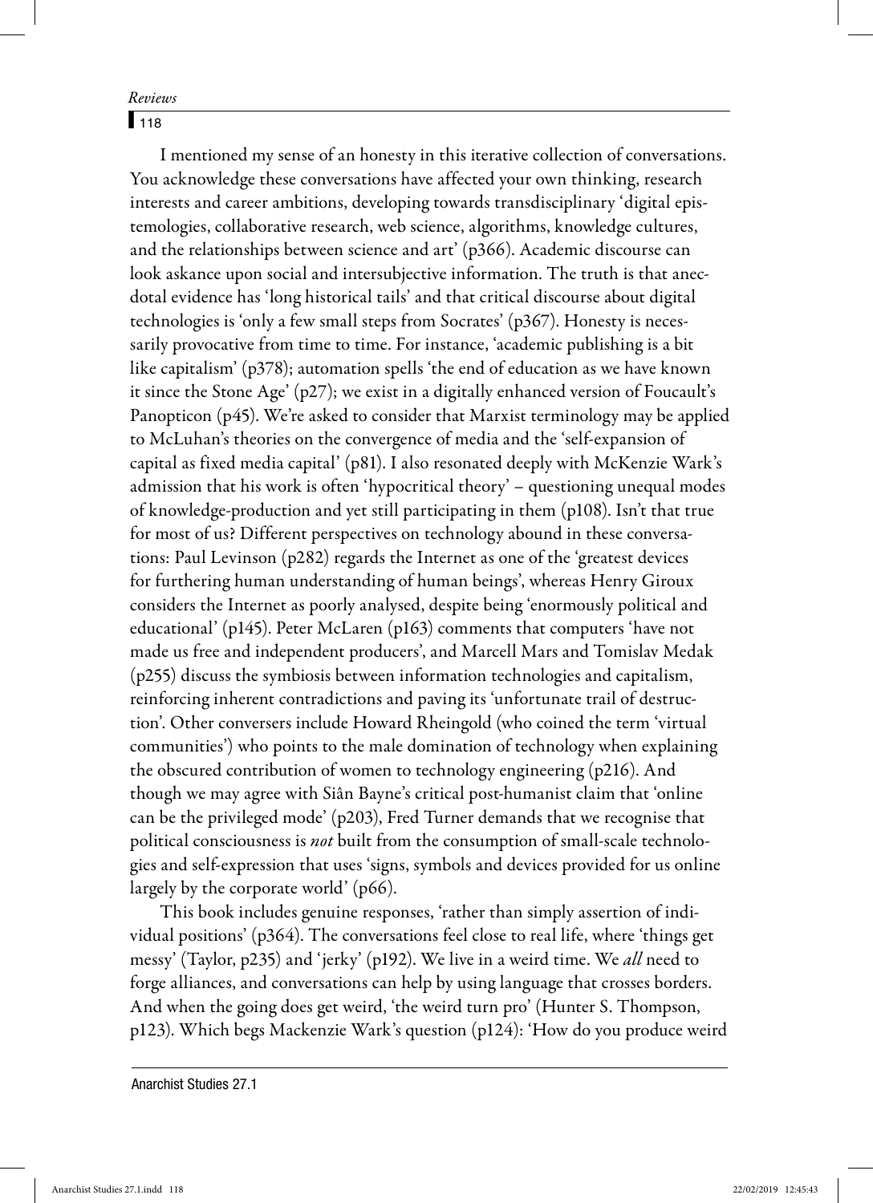I mentioned my sense of an honesty in this iterative collection of conversations. You acknowledge these conversations have affected your own thinking, research interests and career ambitions, developing towards transdisciplinary 'digital epistemologies, collaborative research, web science, algorithms, knowledge cultures, and the relationships between science and art' (p366). Academic discourse can look askance upon social and intersubjective information. The truth is that anecdotal evidence has 'long historical tails' and that critical discourse about digital technologies is 'only a few small steps from Socrates' (p367). Honesty is necessarily provocative from time to time. For instance, 'academic publishing is a bit like capitalism' (p378); automation spells 'the end of education as we have known it since the Stone Age' (p27); we exist in a digitally enhanced version of Foucault's Panopticon (p45). We're asked to consider that Marxist terminology may be applied to McLuhan's theories on the convergence of media and the 'self-expansion of capital as fixed media capital' (p81). I also resonated deeply with McKenzie Wark's admission that his work is often 'hypocritical theory' – questioning unequal modes of knowledge-production and yet still participating in them (p108). Isn't that true for most of us? Different perspectives on technology abound in these conversations: Paul Levinson (p282) regards the Internet as one of the 'greatest devices for furthering human understanding of human beings', whereas Henry Giroux considers the Internet as poorly analysed, despite being 'enormously political and educational' (p145). Peter McLaren (p163) comments that computers 'have not made us free and independent producers', and Marcell Mars and Tomislav Medak (p255) discuss the symbiosis between information technologies and capitalism, reinforcing inherent contradictions and paving its 'unfortunate trail of destruction'. Other conversers include Howard Rheingold (who coined the term 'virtual communities') who points to the male domination of technology when explaining the obscured contribution of women to technology engineering (p216). And though we may agree with Siân Bayne's critical post-humanist claim that 'online can be the privileged mode' (p203), Fred Turner demands that we recognise that political consciousness is *not* built from the consumption of small-scale technologies and self-expression that uses 'signs, symbols and devices provided for us online largely by the corporate world' (p66).

This book includes genuine responses, 'rather than simply assertion of individual positions' (p364). The conversations feel close to real life, where 'things get messy' (Taylor, p235) and 'jerky' (p192). We live in a weird time. We *all* need to forge alliances, and conversations can help by using language that crosses borders. And when the going does get weird, 'the weird turn pro' (Hunter S. Thompson, p123). Which begs Mackenzie Wark's question (p124): 'How do you produce weird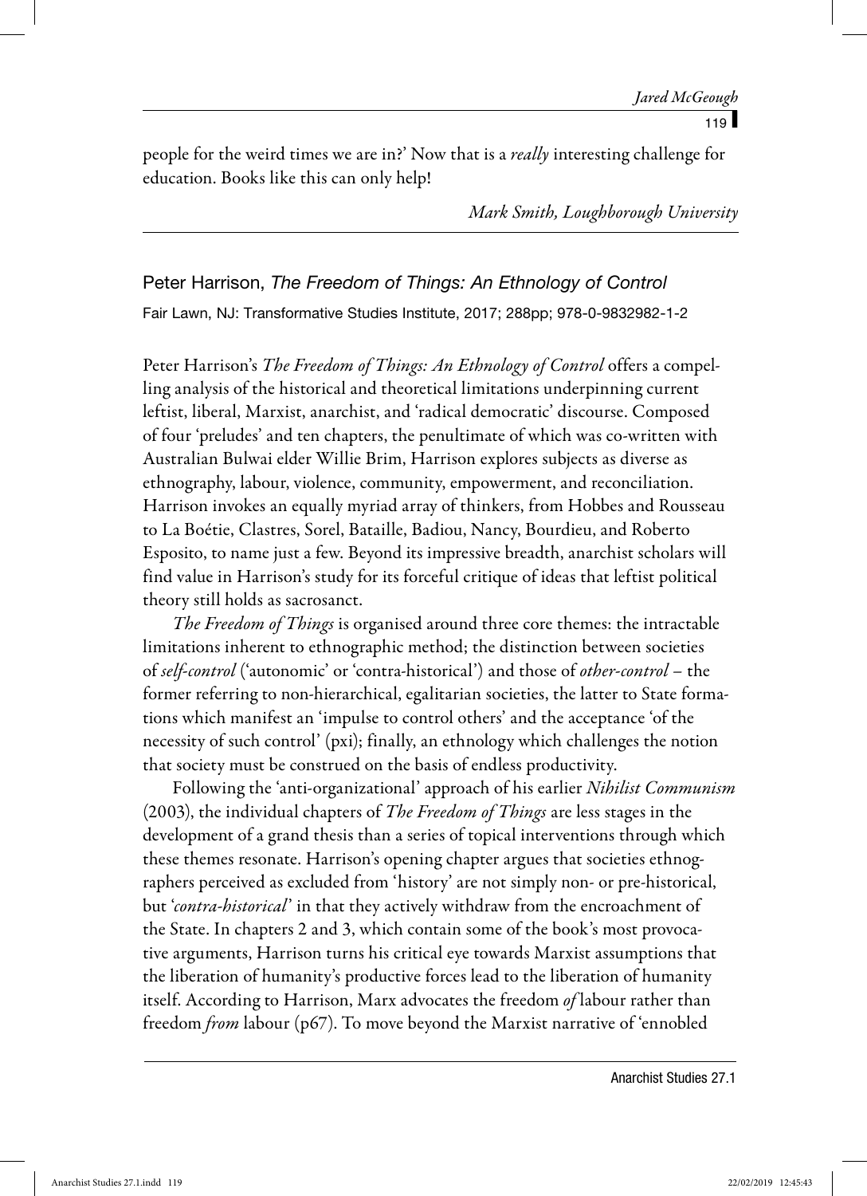people for the weird times we are in?' Now that is a *really* interesting challenge for education. Books like this can only help!

*Mark Smith, Loughborough University*

---

### Peter Harrison, *The Freedom of Things: An Ethnology of Control*

Fair Lawn, NJ: Transformative Studies Institute, 2017; 288pp; 978-0-9832982-1-2

Peter Harrison's *The Freedom of Things: An Ethnology of Control* offers a compelling analysis of the historical and theoretical limitations underpinning current leftist, liberal, Marxist, anarchist, and 'radical democratic' discourse. Composed of four 'preludes' and ten chapters, the penultimate of which was co-written with Australian Bulwai elder Willie Brim, Harrison explores subjects as diverse as ethnography, labour, violence, community, empowerment, and reconciliation. Harrison invokes an equally myriad array of thinkers, from Hobbes and Rousseau to La Boétie, Clastres, Sorel, Bataille, Badiou, Nancy, Bourdieu, and Roberto Esposito, to name just a few. Beyond its impressive breadth, anarchist scholars will find value in Harrison's study for its forceful critique of ideas that leftist political theory still holds as sacrosanct.

*The Freedom of Things* is organised around three core themes: the intractable limitations inherent to ethnographic method; the distinction between societies of *self-control* ('autonomic' or 'contra-historical') and those of *other-control* – the former referring to non-hierarchical, egalitarian societies, the latter to State formations which manifest an 'impulse to control others' and the acceptance 'of the necessity of such control' (pxi); finally, an ethnology which challenges the notion that society must be construed on the basis of endless productivity.

Following the 'anti-organizational' approach of his earlier *Nihilist Communism* (2003), the individual chapters of *The Freedom of Things* are less stages in the development of a grand thesis than a series of topical interventions through which these themes resonate. Harrison's opening chapter argues that societies ethnographers perceived as excluded from 'history' are not simply non- or pre-historical, but '*contra-historical*' in that they actively withdraw from the encroachment of the State. In chapters 2 and 3, which contain some of the book's most provocative arguments, Harrison turns his critical eye towards Marxist assumptions that the liberation of humanity's productive forces lead to the liberation of humanity itself. According to Harrison, Marx advocates the freedom *of* labour rather than freedom *from* labour (p67). To move beyond the Marxist narrative of 'ennobled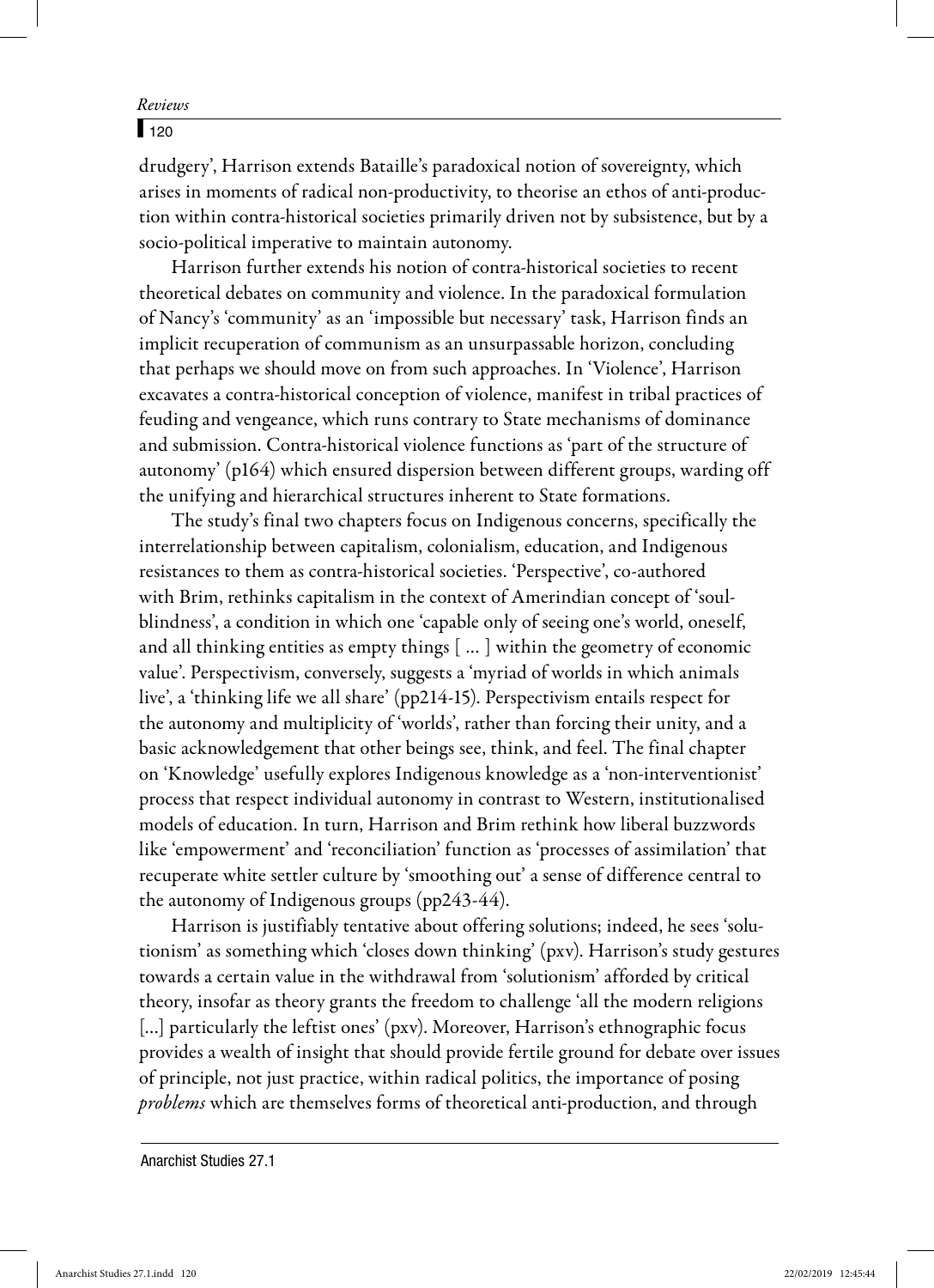drudgery', Harrison extends Bataille's paradoxical notion of sovereignty, which arises in moments of radical non-productivity, to theorise an ethos of anti-production within contra-historical societies primarily driven not by subsistence, but by a socio-political imperative to maintain autonomy.

Harrison further extends his notion of contra-historical societies to recent theoretical debates on community and violence. In the paradoxical formulation of Nancy's 'community' as an 'impossible but necessary' task, Harrison finds an implicit recuperation of communism as an unsurpassable horizon, concluding that perhaps we should move on from such approaches. In 'Violence', Harrison excavates a contra-historical conception of violence, manifest in tribal practices of feuding and vengeance, which runs contrary to State mechanisms of dominance and submission. Contra-historical violence functions as 'part of the structure of autonomy' (p164) which ensured dispersion between different groups, warding off the unifying and hierarchical structures inherent to State formations.

The study's final two chapters focus on Indigenous concerns, specifically the interrelationship between capitalism, colonialism, education, and Indigenous resistances to them as contra-historical societies. 'Perspective', co-authored with Brim, rethinks capitalism in the context of Amerindian concept of 'soul-blindness', a condition in which one 'capable only of seeing one's world, oneself, and all thinking entities as empty things [ … ] within the geometry of economic value'. Perspectivism, conversely, suggests a 'myriad of worlds in which animals live', a 'thinking life we all share' (pp214-15). Perspectivism entails respect for the autonomy and multiplicity of 'worlds', rather than forcing their unity, and a basic acknowledgement that other beings see, think, and feel. The final chapter on 'Knowledge' usefully explores Indigenous knowledge as a 'non-interventionist' process that respect individual autonomy in contrast to Western, institutionalised models of education. In turn, Harrison and Brim rethink how liberal buzzwords like 'empowerment' and 'reconciliation' function as 'processes of assimilation' that recuperate white settler culture by 'smoothing out' a sense of difference central to the autonomy of Indigenous groups (pp243-44).

Harrison is justifiably tentative about offering solutions; indeed, he sees 'solutionism' as something which 'closes down thinking' (pxv). Harrison's study gestures towards a certain value in the withdrawal from 'solutionism' afforded by critical theory, insofar as theory grants the freedom to challenge 'all the modern religions […] particularly the leftist ones' (pxv). Moreover, Harrison's ethnographic focus provides a wealth of insight that should provide fertile ground for debate over issues of principle, not just practice, within radical politics, the importance of posing *problems* which are themselves forms of theoretical anti-production, and through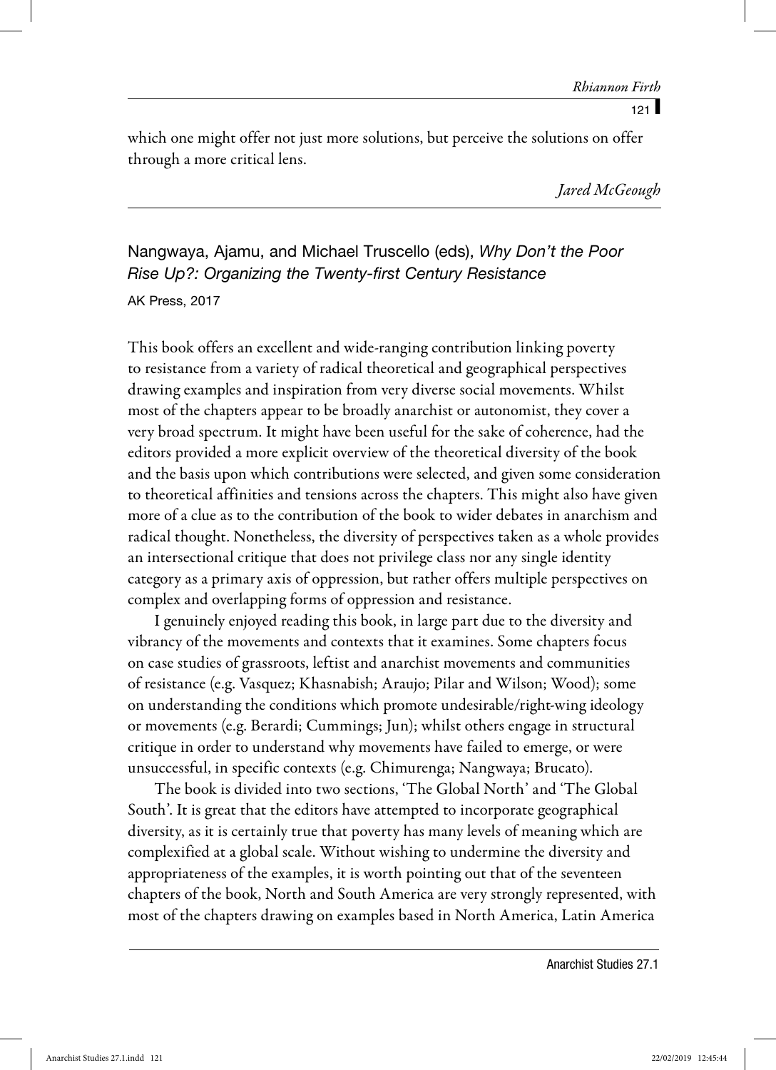which one might offer not just more solutions, but perceive the solutions on offer through a more critical lens.

*Jared McGeough*

---

Nangwaya, Ajamu, and Michael Truscello (eds), *Why Don't the Poor Rise Up?: Organizing the Twenty-first Century Resistance*

AK Press, 2017

This book offers an excellent and wide-ranging contribution linking poverty to resistance from a variety of radical theoretical and geographical perspectives drawing examples and inspiration from very diverse social movements. Whilst most of the chapters appear to be broadly anarchist or autonomist, they cover a very broad spectrum. It might have been useful for the sake of coherence, had the editors provided a more explicit overview of the theoretical diversity of the book and the basis upon which contributions were selected, and given some consideration to theoretical affinities and tensions across the chapters. This might also have given more of a clue as to the contribution of the book to wider debates in anarchism and radical thought. Nonetheless, the diversity of perspectives taken as a whole provides an intersectional critique that does not privilege class nor any single identity category as a primary axis of oppression, but rather offers multiple perspectives on complex and overlapping forms of oppression and resistance.

I genuinely enjoyed reading this book, in large part due to the diversity and vibrancy of the movements and contexts that it examines. Some chapters focus on case studies of grassroots, leftist and anarchist movements and communities of resistance (e.g. Vasquez; Khasnabish; Araujo; Pilar and Wilson; Wood); some on understanding the conditions which promote undesirable/right-wing ideology or movements (e.g. Berardi; Cummings; Jun); whilst others engage in structural critique in order to understand why movements have failed to emerge, or were unsuccessful, in specific contexts (e.g. Chimurenga; Nangwaya; Brucato).

The book is divided into two sections, 'The Global North' and 'The Global South'. It is great that the editors have attempted to incorporate geographical diversity, as it is certainly true that poverty has many levels of meaning which are complexified at a global scale. Without wishing to undermine the diversity and appropriateness of the examples, it is worth pointing out that of the seventeen chapters of the book, North and South America are very strongly represented, with most of the chapters drawing on examples based in North America, Latin America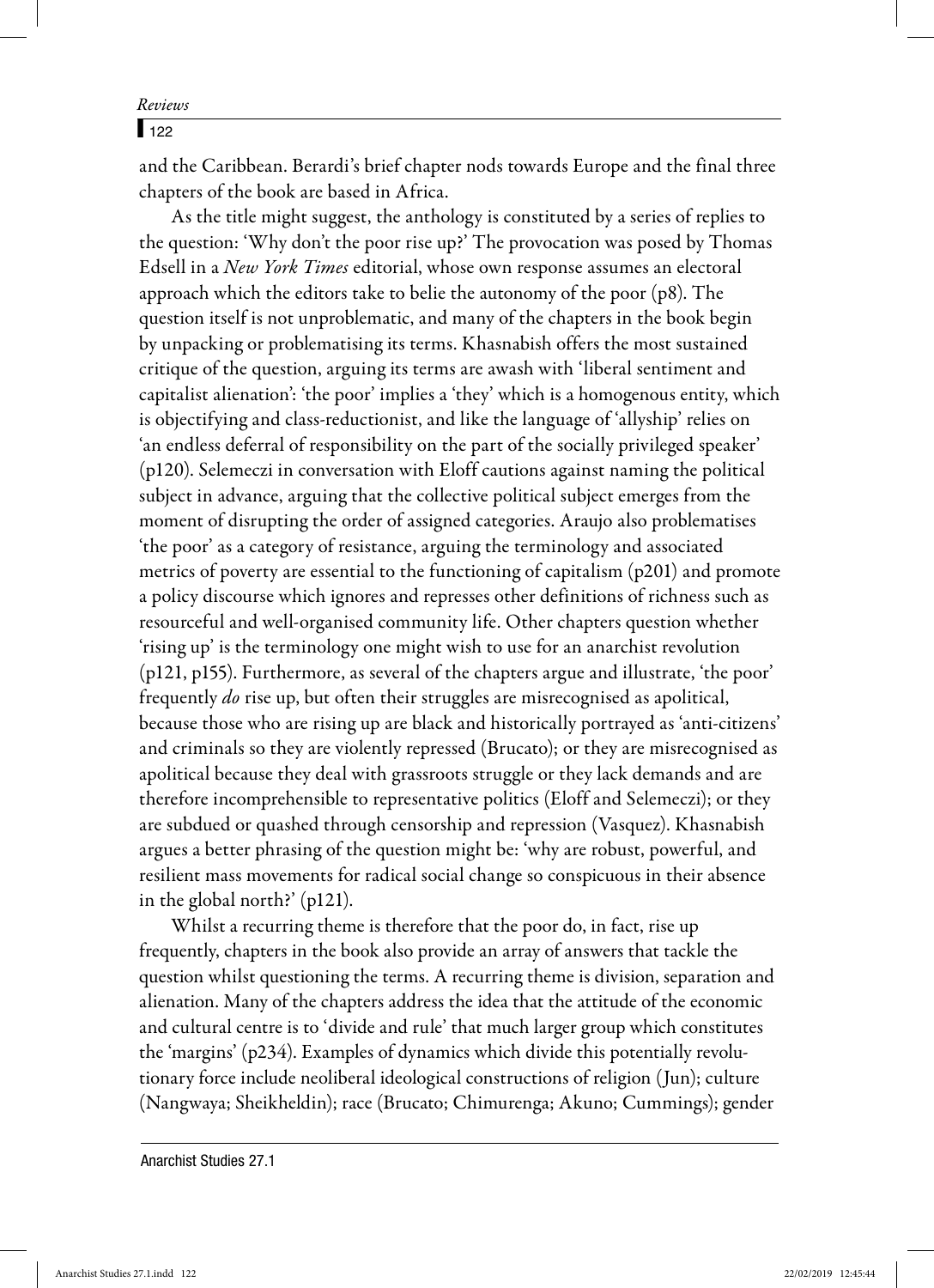and the Caribbean. Berardi's brief chapter nods towards Europe and the final three chapters of the book are based in Africa.

As the title might suggest, the anthology is constituted by a series of replies to the question: 'Why don't the poor rise up?' The provocation was posed by Thomas Edsell in a *New York Times* editorial, whose own response assumes an electoral approach which the editors take to belie the autonomy of the poor (p8). The question itself is not unproblematic, and many of the chapters in the book begin by unpacking or problematising its terms. Khasnabish offers the most sustained critique of the question, arguing its terms are awash with 'liberal sentiment and capitalist alienation': 'the poor' implies a 'they' which is a homogenous entity, which is objectifying and class-reductionist, and like the language of 'allyship' relies on 'an endless deferral of responsibility on the part of the socially privileged speaker' (p120). Selemeczi in conversation with Eloff cautions against naming the political subject in advance, arguing that the collective political subject emerges from the moment of disrupting the order of assigned categories. Araujo also problematises 'the poor' as a category of resistance, arguing the terminology and associated metrics of poverty are essential to the functioning of capitalism (p201) and promote a policy discourse which ignores and represses other definitions of richness such as resourceful and well-organised community life. Other chapters question whether 'rising up' is the terminology one might wish to use for an anarchist revolution (p121, p155). Furthermore, as several of the chapters argue and illustrate, 'the poor' frequently *do* rise up, but often their struggles are misrecognised as apolitical, because those who are rising up are black and historically portrayed as 'anti-citizens' and criminals so they are violently repressed (Brucato); or they are misrecognised as apolitical because they deal with grassroots struggle or they lack demands and are therefore incomprehensible to representative politics (Eloff and Selemeczi); or they are subdued or quashed through censorship and repression (Vasquez). Khasnabish argues a better phrasing of the question might be: 'why are robust, powerful, and resilient mass movements for radical social change so conspicuous in their absence in the global north?' (p121).

Whilst a recurring theme is therefore that the poor do, in fact, rise up frequently, chapters in the book also provide an array of answers that tackle the question whilst questioning the terms. A recurring theme is division, separation and alienation. Many of the chapters address the idea that the attitude of the economic and cultural centre is to 'divide and rule' that much larger group which constitutes the 'margins' (p234). Examples of dynamics which divide this potentially revolutionary force include neoliberal ideological constructions of religion (Jun); culture (Nangwaya; Sheikheldin); race (Brucato; Chimurenga; Akuno; Cummings); gender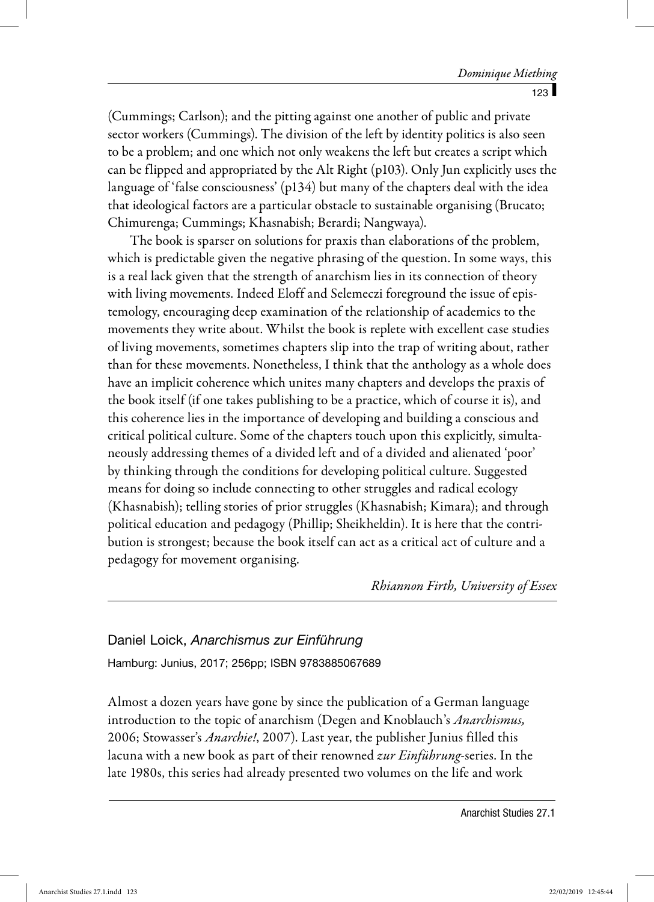(Cummings; Carlson); and the pitting against one another of public and private sector workers (Cummings). The division of the left by identity politics is also seen to be a problem; and one which not only weakens the left but creates a script which can be flipped and appropriated by the Alt Right (p103). Only Jun explicitly uses the language of 'false consciousness' (p134) but many of the chapters deal with the idea that ideological factors are a particular obstacle to sustainable organising (Brucato; Chimurenga; Cummings; Khasnabish; Berardi; Nangwaya).

The book is sparser on solutions for praxis than elaborations of the problem, which is predictable given the negative phrasing of the question. In some ways, this is a real lack given that the strength of anarchism lies in its connection of theory with living movements. Indeed Eloff and Selemeczi foreground the issue of epistemology, encouraging deep examination of the relationship of academics to the movements they write about. Whilst the book is replete with excellent case studies of living movements, sometimes chapters slip into the trap of writing about, rather than for these movements. Nonetheless, I think that the anthology as a whole does have an implicit coherence which unites many chapters and develops the praxis of the book itself (if one takes publishing to be a practice, which of course it is), and this coherence lies in the importance of developing and building a conscious and critical political culture. Some of the chapters touch upon this explicitly, simultaneously addressing themes of a divided left and of a divided and alienated 'poor' by thinking through the conditions for developing political culture. Suggested means for doing so include connecting to other struggles and radical ecology (Khasnabish); telling stories of prior struggles (Khasnabish; Kimara); and through political education and pedagogy (Phillip; Sheikheldin). It is here that the contribution is strongest; because the book itself can act as a critical act of culture and a pedagogy for movement organising.

*Rhiannon Firth, University of Essex*

---

## Daniel Loick, *Anarchismus zur Einführung*

Hamburg: Junius, 2017; 256pp; ISBN 9783885067689

Almost a dozen years have gone by since the publication of a German language introduction to the topic of anarchism (Degen and Knoblauch's *Anarchismus,* 2006; Stowasser's *Anarchie!*, 2007). Last year, the publisher Junius filled this lacuna with a new book as part of their renowned *zur Einführung*-series. In the late 1980s, this series had already presented two volumes on the life and work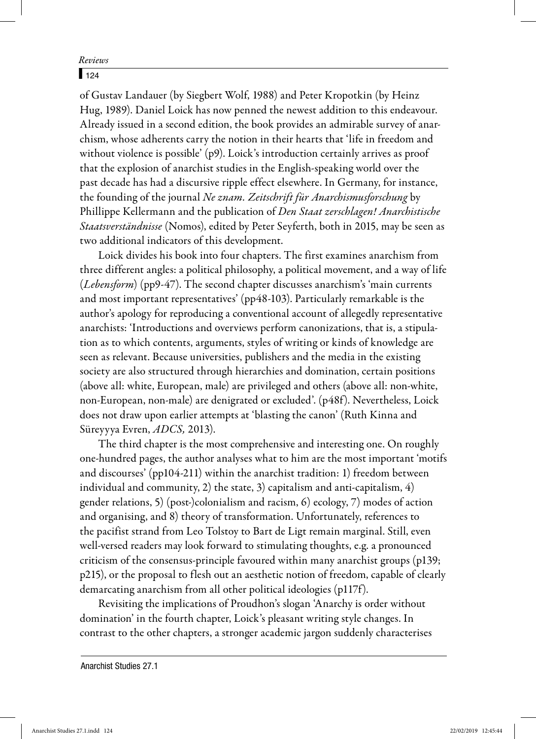of Gustav Landauer (by Siegbert Wolf, 1988) and Peter Kropotkin (by Heinz Hug, 1989). Daniel Loick has now penned the newest addition to this endeavour. Already issued in a second edition, the book provides an admirable survey of anarchism, whose adherents carry the notion in their hearts that 'life in freedom and without violence is possible' (p9). Loick's introduction certainly arrives as proof that the explosion of anarchist studies in the English-speaking world over the past decade has had a discursive ripple effect elsewhere. In Germany, for instance, the founding of the journal *Ne znam. Zeitschrift für Anarchismusforschung* by Phillippe Kellermann and the publication of *Den Staat zerschlagen! Anarchistische Staatsverständnisse* (Nomos), edited by Peter Seyferth, both in 2015, may be seen as two additional indicators of this development.

Loick divides his book into four chapters. The first examines anarchism from three different angles: a political philosophy, a political movement, and a way of life (*Lebensform*) (pp9-47). The second chapter discusses anarchism's 'main currents and most important representatives' (pp48-103). Particularly remarkable is the author's apology for reproducing a conventional account of allegedly representative anarchists: 'Introductions and overviews perform canonizations, that is, a stipulation as to which contents, arguments, styles of writing or kinds of knowledge are seen as relevant. Because universities, publishers and the media in the existing society are also structured through hierarchies and domination, certain positions (above all: white, European, male) are privileged and others (above all: non-white, non-European, non-male) are denigrated or excluded'. (p48f). Nevertheless, Loick does not draw upon earlier attempts at 'blasting the canon' (Ruth Kinna and Süreyyya Evren, *ADCS,* 2013).

The third chapter is the most comprehensive and interesting one. On roughly one-hundred pages, the author analyses what to him are the most important 'motifs and discourses' (pp104-211) within the anarchist tradition: 1) freedom between individual and community, 2) the state, 3) capitalism and anti-capitalism, 4) gender relations, 5) (post-)colonialism and racism, 6) ecology, 7) modes of action and organising, and 8) theory of transformation. Unfortunately, references to the pacifist strand from Leo Tolstoy to Bart de Ligt remain marginal. Still, even well-versed readers may look forward to stimulating thoughts, e.g. a pronounced criticism of the consensus-principle favoured within many anarchist groups (p139; p215), or the proposal to flesh out an aesthetic notion of freedom, capable of clearly demarcating anarchism from all other political ideologies (p117f).

Revisiting the implications of Proudhon's slogan 'Anarchy is order without domination' in the fourth chapter, Loick's pleasant writing style changes. In contrast to the other chapters, a stronger academic jargon suddenly characterises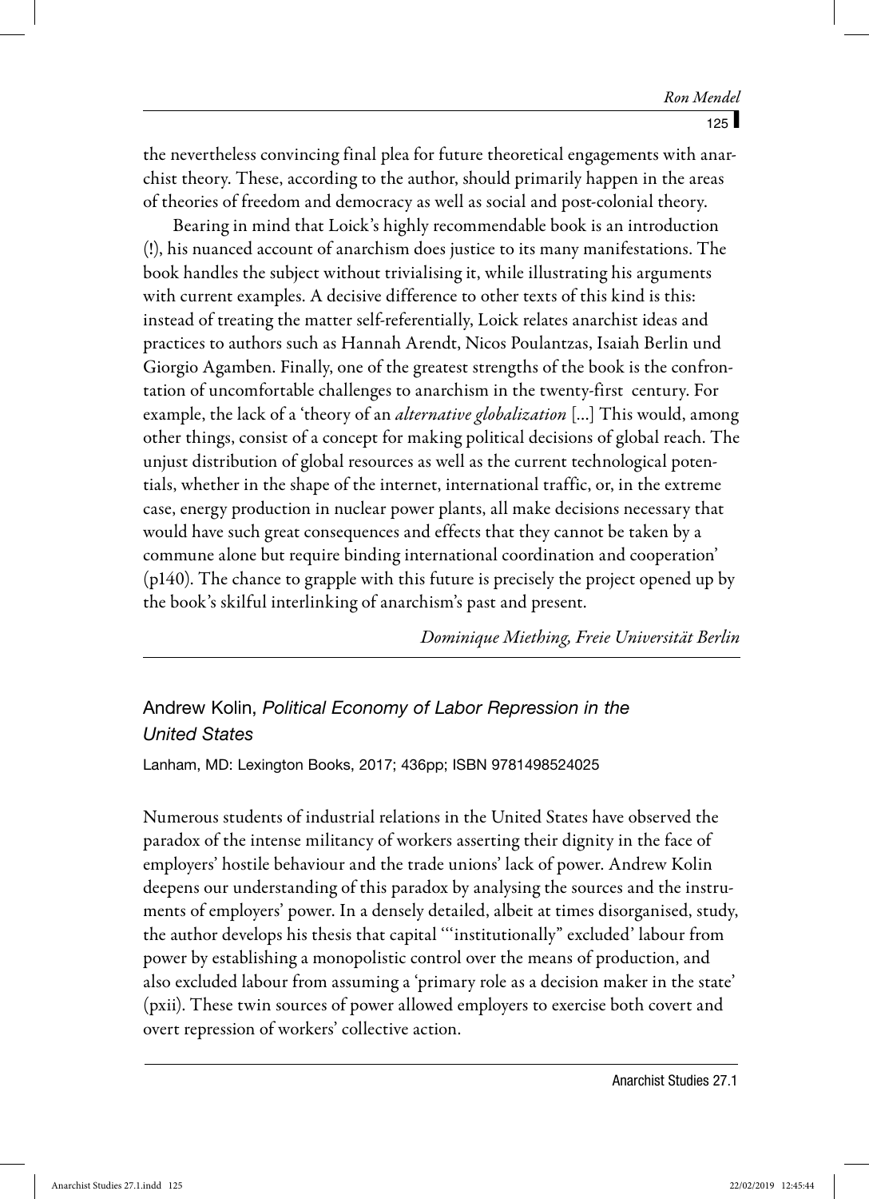the nevertheless convincing final plea for future theoretical engagements with anarchist theory. These, according to the author, should primarily happen in the areas of theories of freedom and democracy as well as social and post-colonial theory.

Bearing in mind that Loick's highly recommendable book is an introduction (!), his nuanced account of anarchism does justice to its many manifestations. The book handles the subject without trivialising it, while illustrating his arguments with current examples. A decisive difference to other texts of this kind is this: instead of treating the matter self-referentially, Loick relates anarchist ideas and practices to authors such as Hannah Arendt, Nicos Poulantzas, Isaiah Berlin und Giorgio Agamben. Finally, one of the greatest strengths of the book is the confrontation of uncomfortable challenges to anarchism in the twenty-first century. For example, the lack of a 'theory of an *alternative globalization* [...] This would, among other things, consist of a concept for making political decisions of global reach. The unjust distribution of global resources as well as the current technological potentials, whether in the shape of the internet, international traffic, or, in the extreme case, energy production in nuclear power plants, all make decisions necessary that would have such great consequences and effects that they cannot be taken by a commune alone but require binding international coordination and cooperation' (p140). The chance to grapple with this future is precisely the project opened up by the book's skilful interlinking of anarchism's past and present.

*Dominique Miething, Freie Universität Berlin*

---

## Andrew Kolin, *Political Economy of Labor Repression in the United States*

Lanham, MD: Lexington Books, 2017; 436pp; ISBN 9781498524025

Numerous students of industrial relations in the United States have observed the paradox of the intense militancy of workers asserting their dignity in the face of employers' hostile behaviour and the trade unions' lack of power. Andrew Kolin deepens our understanding of this paradox by analysing the sources and the instruments of employers' power. In a densely detailed, albeit at times disorganised, study, the author develops his thesis that capital '"institutionally" excluded' labour from power by establishing a monopolistic control over the means of production, and also excluded labour from assuming a 'primary role as a decision maker in the state' (pxii). These twin sources of power allowed employers to exercise both covert and overt repression of workers' collective action.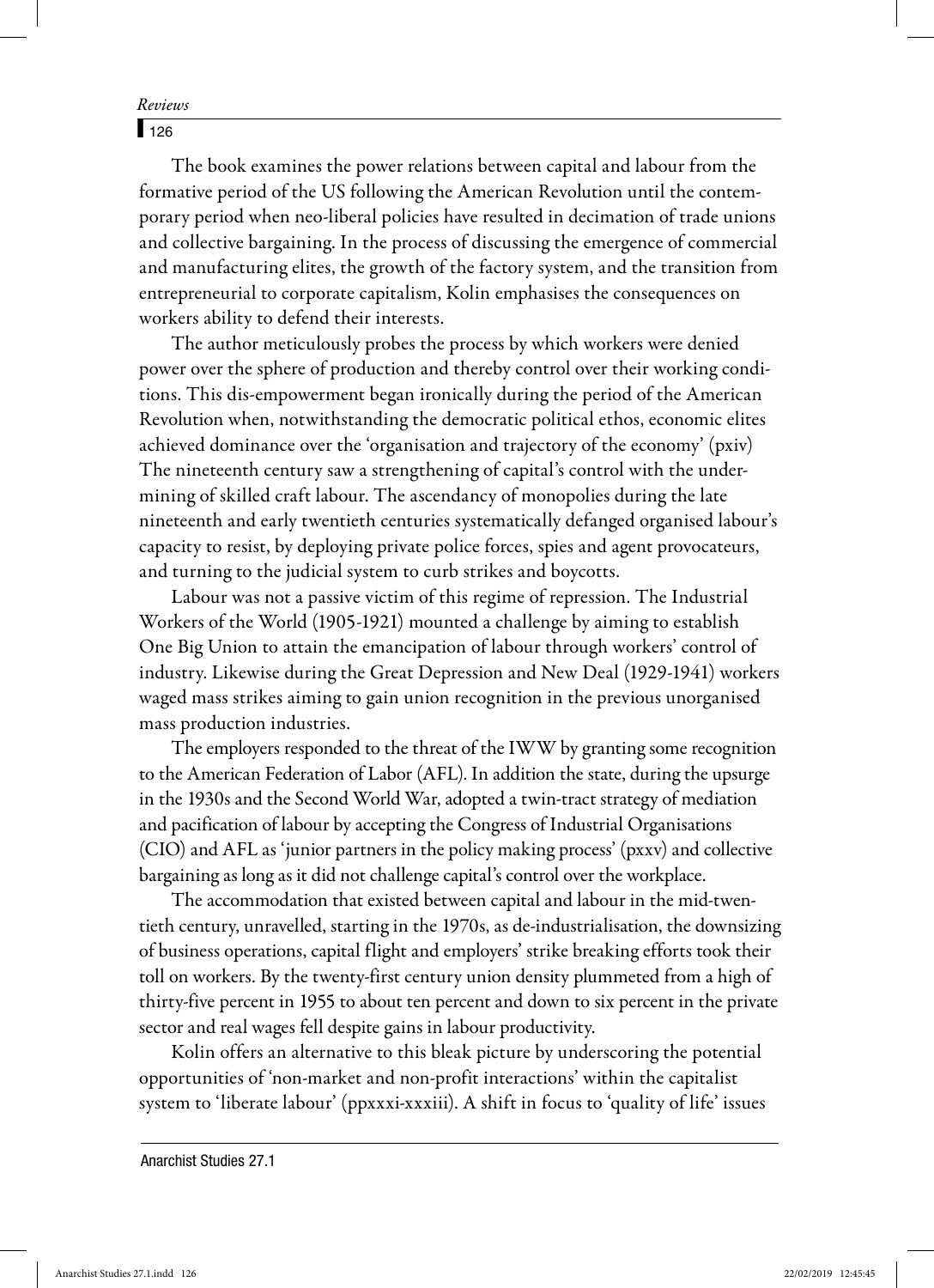The book examines the power relations between capital and labour from the formative period of the US following the American Revolution until the contemporary period when neo-liberal policies have resulted in decimation of trade unions and collective bargaining. In the process of discussing the emergence of commercial and manufacturing elites, the growth of the factory system, and the transition from entrepreneurial to corporate capitalism, Kolin emphasises the consequences on workers ability to defend their interests.

The author meticulously probes the process by which workers were denied power over the sphere of production and thereby control over their working conditions. This dis-empowerment began ironically during the period of the American Revolution when, notwithstanding the democratic political ethos, economic elites achieved dominance over the 'organisation and trajectory of the economy' (pxiv) The nineteenth century saw a strengthening of capital's control with the undermining of skilled craft labour. The ascendancy of monopolies during the late nineteenth and early twentieth centuries systematically defanged organised labour's capacity to resist, by deploying private police forces, spies and agent provocateurs, and turning to the judicial system to curb strikes and boycotts.

Labour was not a passive victim of this regime of repression. The Industrial Workers of the World (1905-1921) mounted a challenge by aiming to establish One Big Union to attain the emancipation of labour through workers' control of industry. Likewise during the Great Depression and New Deal (1929-1941) workers waged mass strikes aiming to gain union recognition in the previous unorganised mass production industries.

The employers responded to the threat of the IWW by granting some recognition to the American Federation of Labor (AFL). In addition the state, during the upsurge in the 1930s and the Second World War, adopted a twin-tract strategy of mediation and pacification of labour by accepting the Congress of Industrial Organisations (CIO) and AFL as 'junior partners in the policy making process' (pxxv) and collective bargaining as long as it did not challenge capital's control over the workplace.

The accommodation that existed between capital and labour in the mid-twentieth century, unravelled, starting in the 1970s, as de-industrialisation, the downsizing of business operations, capital flight and employers' strike breaking efforts took their toll on workers. By the twenty-first century union density plummeted from a high of thirty-five percent in 1955 to about ten percent and down to six percent in the private sector and real wages fell despite gains in labour productivity.

Kolin offers an alternative to this bleak picture by underscoring the potential opportunities of 'non-market and non-profit interactions' within the capitalist system to 'liberate labour' (ppxxxi-xxxiii). A shift in focus to 'quality of life' issues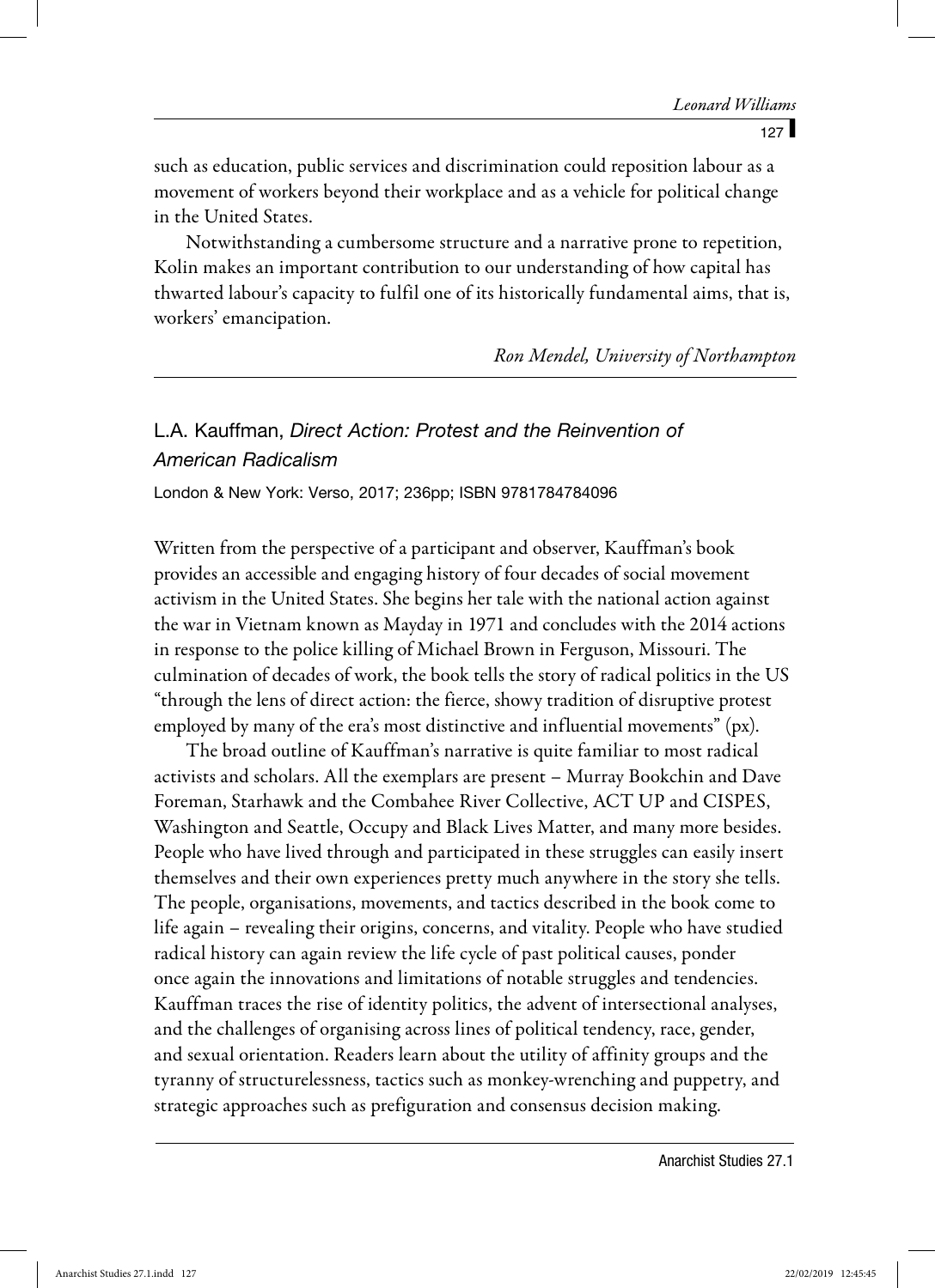such as education, public services and discrimination could reposition labour as a movement of workers beyond their workplace and as a vehicle for political change in the United States.

Notwithstanding a cumbersome structure and a narrative prone to repetition, Kolin makes an important contribution to our understanding of how capital has thwarted labour's capacity to fulfil one of its historically fundamental aims, that is, workers' emancipation.

*Ron Mendel, University of Northampton*

---

## L.A. Kauffman, *Direct Action: Protest and the Reinvention of American Radicalism*

London & New York: Verso, 2017; 236pp; ISBN 9781784784096

Written from the perspective of a participant and observer, Kauffman's book provides an accessible and engaging history of four decades of social movement activism in the United States. She begins her tale with the national action against the war in Vietnam known as Mayday in 1971 and concludes with the 2014 actions in response to the police killing of Michael Brown in Ferguson, Missouri. The culmination of decades of work, the book tells the story of radical politics in the US "through the lens of direct action: the fierce, showy tradition of disruptive protest employed by many of the era's most distinctive and influential movements" (px).

The broad outline of Kauffman's narrative is quite familiar to most radical activists and scholars. All the exemplars are present – Murray Bookchin and Dave Foreman, Starhawk and the Combahee River Collective, ACT UP and CISPES, Washington and Seattle, Occupy and Black Lives Matter, and many more besides. People who have lived through and participated in these struggles can easily insert themselves and their own experiences pretty much anywhere in the story she tells. The people, organisations, movements, and tactics described in the book come to life again – revealing their origins, concerns, and vitality. People who have studied radical history can again review the life cycle of past political causes, ponder once again the innovations and limitations of notable struggles and tendencies. Kauffman traces the rise of identity politics, the advent of intersectional analyses, and the challenges of organising across lines of political tendency, race, gender, and sexual orientation. Readers learn about the utility of affinity groups and the tyranny of structurelessness, tactics such as monkey-wrenching and puppetry, and strategic approaches such as prefiguration and consensus decision making.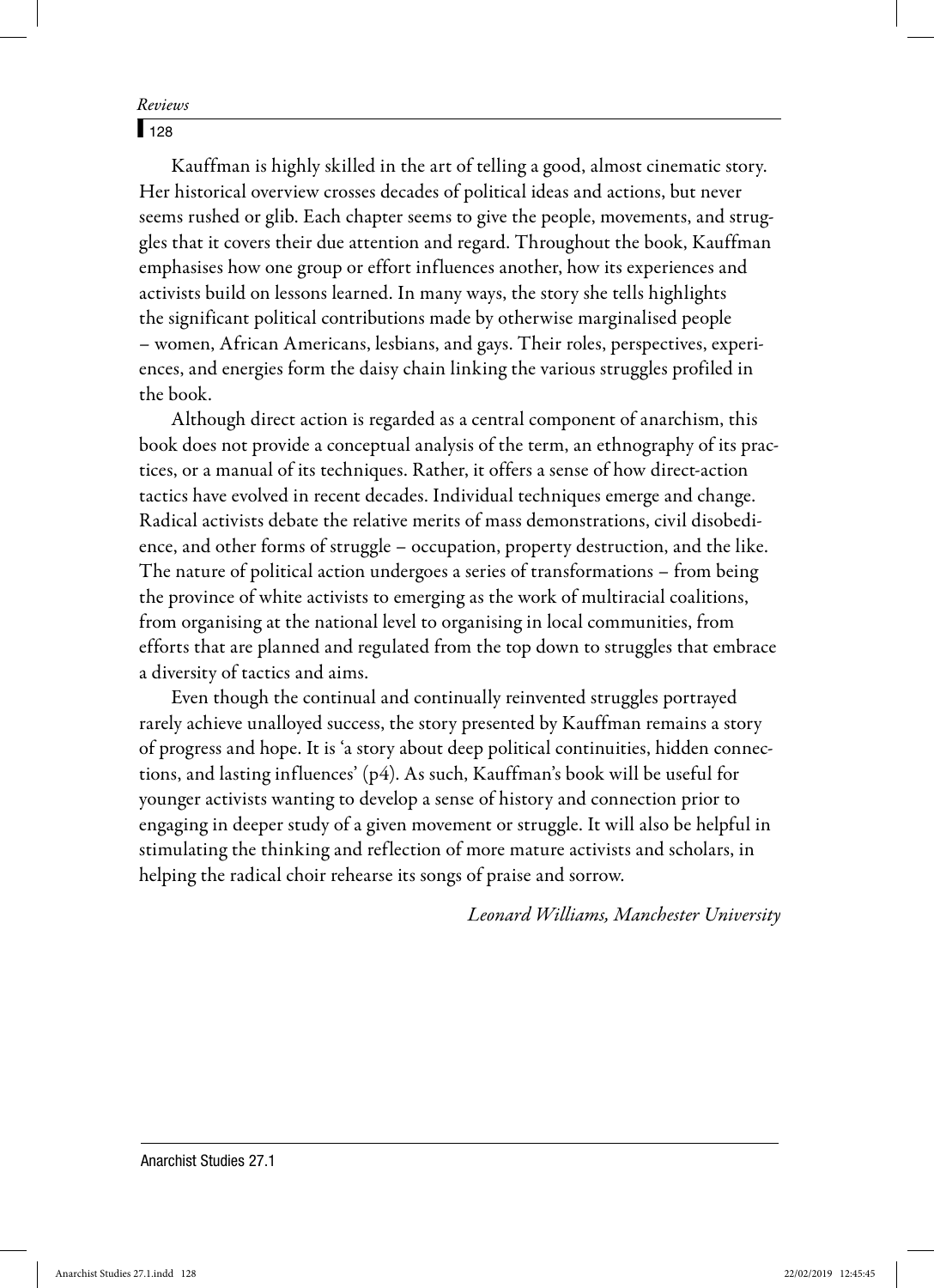Kauffman is highly skilled in the art of telling a good, almost cinematic story. Her historical overview crosses decades of political ideas and actions, but never seems rushed or glib. Each chapter seems to give the people, movements, and struggles that it covers their due attention and regard. Throughout the book, Kauffman emphasises how one group or effort influences another, how its experiences and activists build on lessons learned. In many ways, the story she tells highlights the significant political contributions made by otherwise marginalised people – women, African Americans, lesbians, and gays. Their roles, perspectives, experiences, and energies form the daisy chain linking the various struggles profiled in the book.

Although direct action is regarded as a central component of anarchism, this book does not provide a conceptual analysis of the term, an ethnography of its practices, or a manual of its techniques. Rather, it offers a sense of how direct-action tactics have evolved in recent decades. Individual techniques emerge and change. Radical activists debate the relative merits of mass demonstrations, civil disobedience, and other forms of struggle – occupation, property destruction, and the like. The nature of political action undergoes a series of transformations – from being the province of white activists to emerging as the work of multiracial coalitions, from organising at the national level to organising in local communities, from efforts that are planned and regulated from the top down to struggles that embrace a diversity of tactics and aims.

Even though the continual and continually reinvented struggles portrayed rarely achieve unalloyed success, the story presented by Kauffman remains a story of progress and hope. It is 'a story about deep political continuities, hidden connections, and lasting influences' (p4). As such, Kauffman's book will be useful for younger activists wanting to develop a sense of history and connection prior to engaging in deeper study of a given movement or struggle. It will also be helpful in stimulating the thinking and reflection of more mature activists and scholars, in helping the radical choir rehearse its songs of praise and sorrow.

*Leonard Williams, Manchester University*